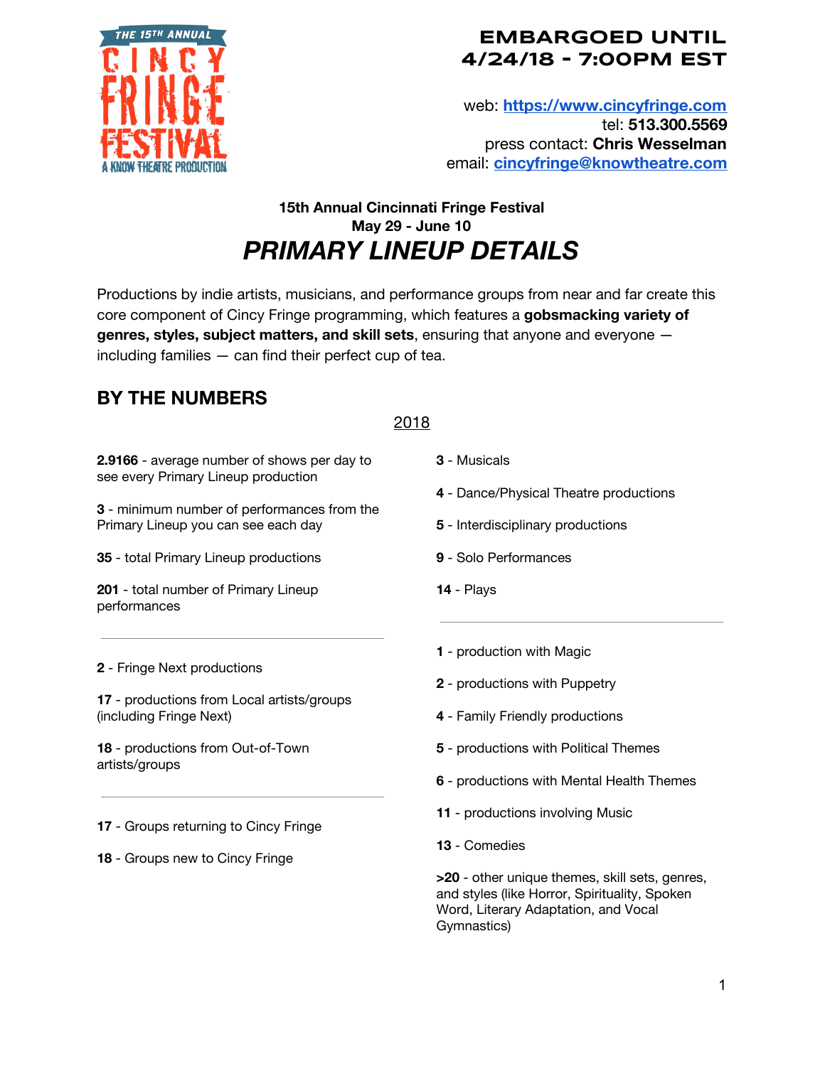THE 15TH ANNUAL CINCY FRINGE FESTIVAL
A KNOW THEATRE PRODUCTION

**EMBARGOED UNTIL 4/24/18 - 7:00PM EST**

web: **https://www.cincyfringe.com**
tel: **513.300.5569**
press contact: **Chris Wesselman**
email: **cincyfringe@knowtheatre.com**

**15th Annual Cincinnati Fringe Festival**
**May 29 - June 10**

# *PRIMARY LINEUP DETAILS*

Productions by indie artists, musicians, and performance groups from near and far create this core component of Cincy Fringe programming, which features a **gobsmacking variety of genres, styles, subject matters, and skill sets**, ensuring that anyone and everyone — including families — can find their perfect cup of tea.

## BY THE NUMBERS

2018

**2.9166** - average number of shows per day to see every Primary Lineup production

**3** - minimum number of performances from the Primary Lineup you can see each day

**35** - total Primary Lineup productions

**201** - total number of Primary Lineup performances

---

**2** - Fringe Next productions

**17** - productions from Local artists/groups (including Fringe Next)

**18** - productions from Out-of-Town artists/groups

---

**17** - Groups returning to Cincy Fringe

**18** - Groups new to Cincy Fringe

**3** - Musicals

**4** - Dance/Physical Theatre productions

**5** - Interdisciplinary productions

**9** - Solo Performances

**14** - Plays

---

**1** - production with Magic

**2** - productions with Puppetry

**4** - Family Friendly productions

**5** - productions with Political Themes

**6** - productions with Mental Health Themes

**11** - productions involving Music

**13** - Comedies

**>20** - other unique themes, skill sets, genres, and styles (like Horror, Spirituality, Spoken Word, Literary Adaptation, and Vocal Gymnastics)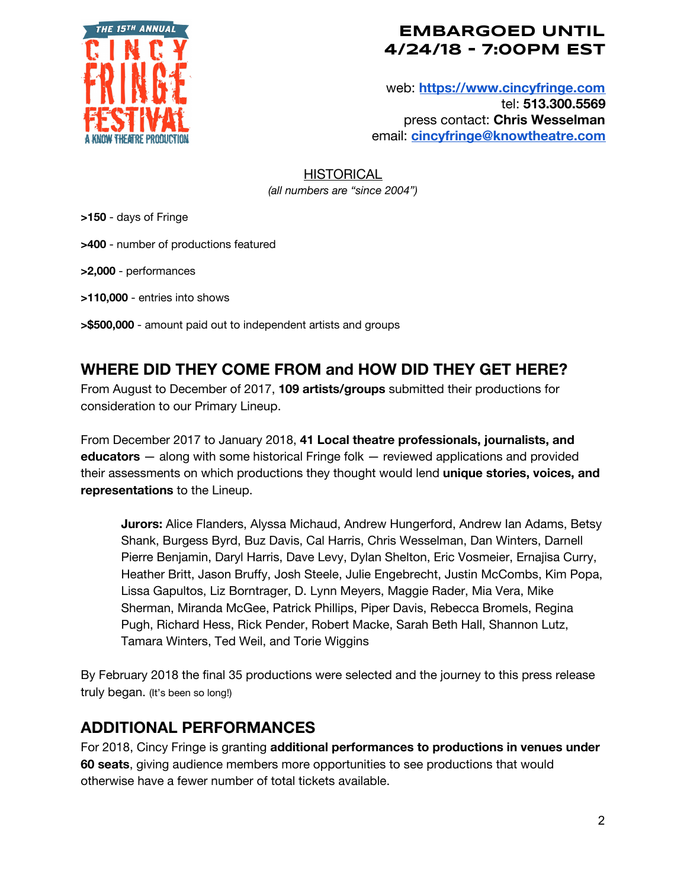**EMBARGOED UNTIL 4/24/18 - 7:00PM EST**

web: **https://www.cincyfringe.com**
tel: **513.300.5569**
press contact: **Chris Wesselman**
email: **cincyfringe@knowtheatre.com**

## HISTORICAL

*(all numbers are "since 2004")*

**>150** - days of Fringe

**>400** - number of productions featured

**>2,000** - performances

**>110,000** - entries into shows

**>$500,000** - amount paid out to independent artists and groups

## WHERE DID THEY COME FROM and HOW DID THEY GET HERE?

From August to December of 2017, **109 artists/groups** submitted their productions for consideration to our Primary Lineup.

From December 2017 to January 2018, **41 Local theatre professionals, journalists, and educators** — along with some historical Fringe folk — reviewed applications and provided their assessments on which productions they thought would lend **unique stories, voices, and representations** to the Lineup.

> **Jurors:** Alice Flanders, Alyssa Michaud, Andrew Hungerford, Andrew Ian Adams, Betsy Shank, Burgess Byrd, Buz Davis, Cal Harris, Chris Wesselman, Dan Winters, Darnell Pierre Benjamin, Daryl Harris, Dave Levy, Dylan Shelton, Eric Vosmeier, Ernajisa Curry, Heather Britt, Jason Bruffy, Josh Steele, Julie Engebrecht, Justin McCombs, Kim Popa, Lissa Gapultos, Liz Borntrager, D. Lynn Meyers, Maggie Rader, Mia Vera, Mike Sherman, Miranda McGee, Patrick Phillips, Piper Davis, Rebecca Bromels, Regina Pugh, Richard Hess, Rick Pender, Robert Macke, Sarah Beth Hall, Shannon Lutz, Tamara Winters, Ted Weil, and Torie Wiggins

By February 2018 the final 35 productions were selected and the journey to this press release truly began. (It's been so long!)

## ADDITIONAL PERFORMANCES

For 2018, Cincy Fringe is granting **additional performances to productions in venues under 60 seats**, giving audience members more opportunities to see productions that would otherwise have a fewer number of total tickets available.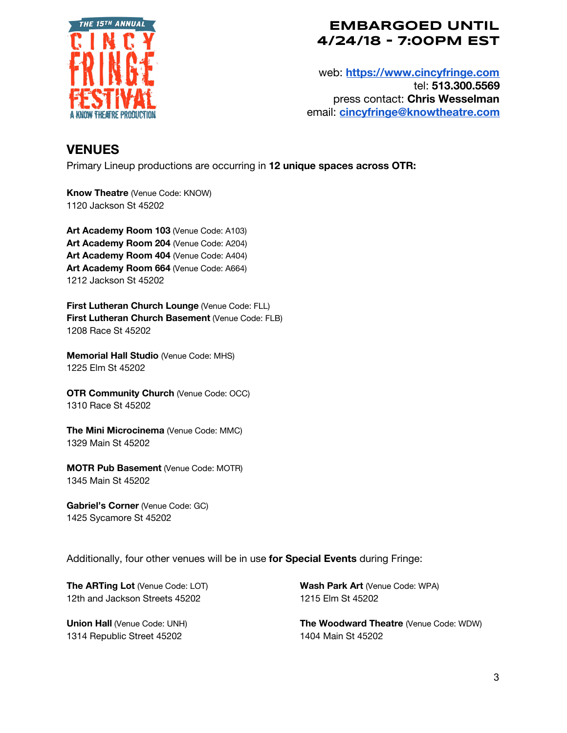**EMBARGOED UNTIL 4/24/18 - 7:00PM EST**

web: **https://www.cincyfringe.com**
tel: **513.300.5569**
press contact: **Chris Wesselman**
email: **cincyfringe@knowtheatre.com**

## VENUES

Primary Lineup productions are occurring in **12 unique spaces across OTR:**

**Know Theatre** (Venue Code: KNOW)
1120 Jackson St 45202

**Art Academy Room 103** (Venue Code: A103)
**Art Academy Room 204** (Venue Code: A204)
**Art Academy Room 404** (Venue Code: A404)
**Art Academy Room 664** (Venue Code: A664)
1212 Jackson St 45202

**First Lutheran Church Lounge** (Venue Code: FLL)
**First Lutheran Church Basement** (Venue Code: FLB)
1208 Race St 45202

**Memorial Hall Studio** (Venue Code: MHS)
1225 Elm St 45202

**OTR Community Church** (Venue Code: OCC)
1310 Race St 45202

**The Mini Microcinema** (Venue Code: MMC)
1329 Main St 45202

**MOTR Pub Basement** (Venue Code: MOTR)
1345 Main St 45202

**Gabriel's Corner** (Venue Code: GC)
1425 Sycamore St 45202

Additionally, four other venues will be in use **for Special Events** during Fringe:

**The ARTing Lot** (Venue Code: LOT)
12th and Jackson Streets 45202

**Union Hall** (Venue Code: UNH)
1314 Republic Street 45202

**Wash Park Art** (Venue Code: WPA)
1215 Elm St 45202

**The Woodward Theatre** (Venue Code: WDW)
1404 Main St 45202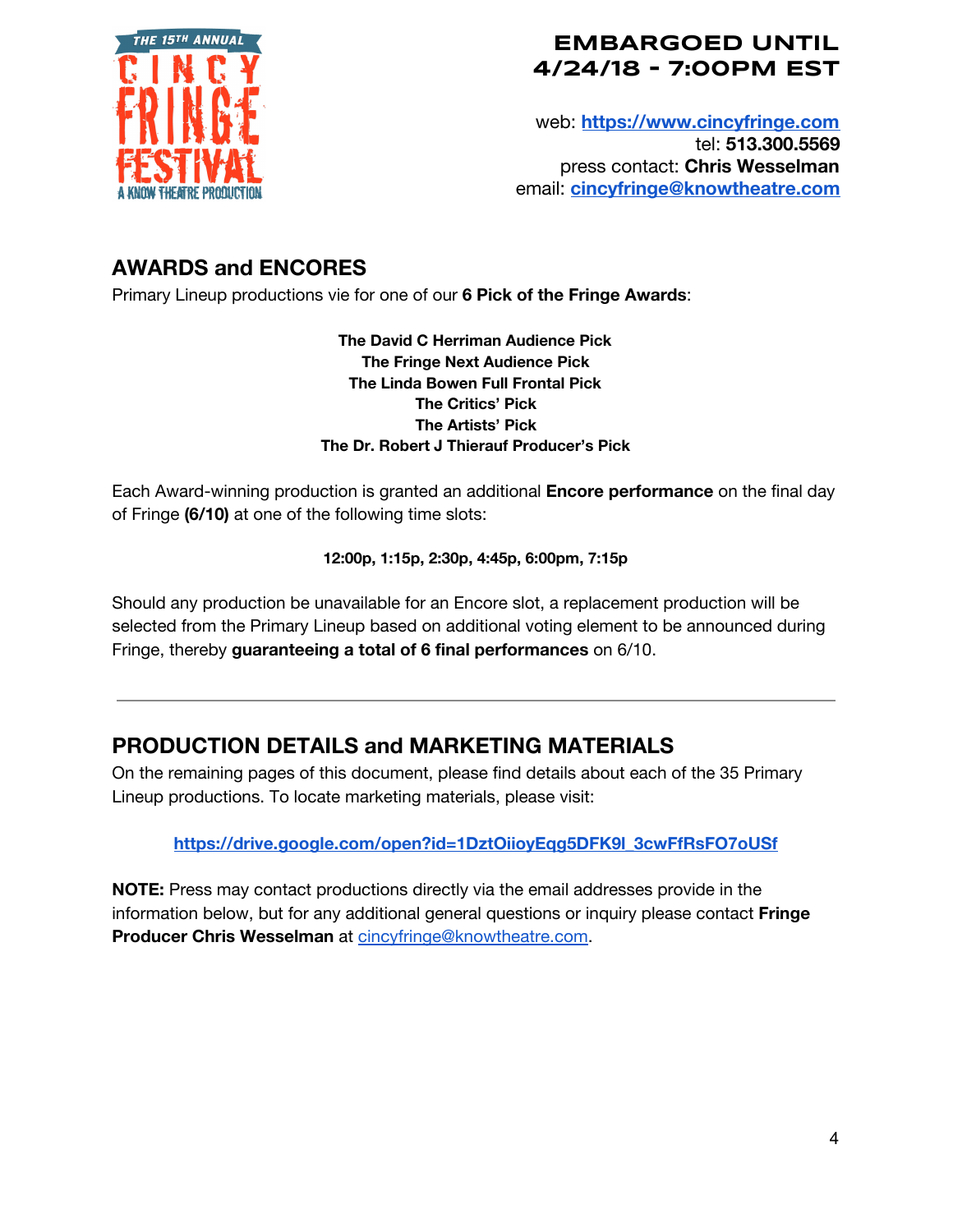**EMBARGOED UNTIL 4/24/18 - 7:00PM EST**

web: **https://www.cincyfringe.com**
tel: **513.300.5569**
press contact: **Chris Wesselman**
email: **cincyfringe@knowtheatre.com**

## AWARDS and ENCORES

Primary Lineup productions vie for one of our **6 Pick of the Fringe Awards**:

**The David C Herriman Audience Pick**
**The Fringe Next Audience Pick**
**The Linda Bowen Full Frontal Pick**
**The Critics' Pick**
**The Artists' Pick**
**The Dr. Robert J Thierauf Producer's Pick**

Each Award-winning production is granted an additional **Encore performance** on the final day of Fringe **(6/10)** at one of the following time slots:

**12:00p, 1:15p, 2:30p, 4:45p, 6:00pm, 7:15p**

Should any production be unavailable for an Encore slot, a replacement production will be selected from the Primary Lineup based on additional voting element to be announced during Fringe, thereby **guaranteeing a total of 6 final performances** on 6/10.

---

## PRODUCTION DETAILS and MARKETING MATERIALS

On the remaining pages of this document, please find details about each of the 35 Primary Lineup productions. To locate marketing materials, please visit:

**https://drive.google.com/open?id=1DztOiioyEqg5DFK9l_3cwFfRsFO7oUSf**

**NOTE:** Press may contact productions directly via the email addresses provide in the information below, but for any additional general questions or inquiry please contact **Fringe Producer Chris Wesselman** at cincyfringe@knowtheatre.com.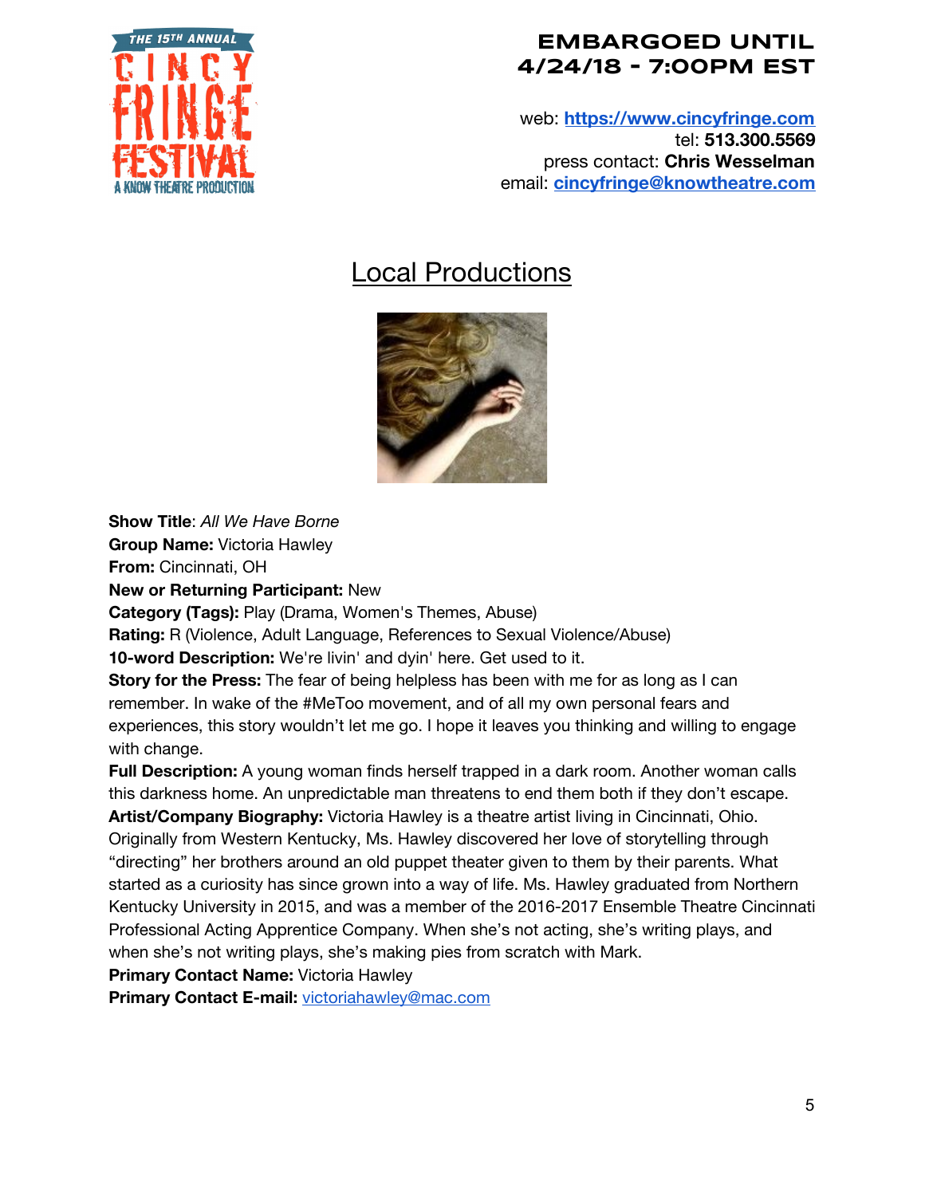EMBARGOED UNTIL 4/24/18 - 7:00PM EST

web: https://www.cincyfringe.com
tel: **513.300.5569**
press contact: **Chris Wesselman**
email: cincyfringe@knowtheatre.com

# Local Productions

**Show Title**: *All We Have Borne*
**Group Name:** Victoria Hawley
**From:** Cincinnati, OH
**New or Returning Participant:** New
**Category (Tags):** Play (Drama, Women's Themes, Abuse)
**Rating:** R (Violence, Adult Language, References to Sexual Violence/Abuse)
**10-word Description:** We're livin' and dyin' here. Get used to it.
**Story for the Press:** The fear of being helpless has been with me for as long as I can remember. In wake of the #MeToo movement, and of all my own personal fears and experiences, this story wouldn't let me go. I hope it leaves you thinking and willing to engage with change.
**Full Description:** A young woman finds herself trapped in a dark room. Another woman calls this darkness home. An unpredictable man threatens to end them both if they don't escape.
**Artist/Company Biography:** Victoria Hawley is a theatre artist living in Cincinnati, Ohio. Originally from Western Kentucky, Ms. Hawley discovered her love of storytelling through "directing" her brothers around an old puppet theater given to them by their parents. What started as a curiosity has since grown into a way of life. Ms. Hawley graduated from Northern Kentucky University in 2015, and was a member of the 2016-2017 Ensemble Theatre Cincinnati Professional Acting Apprentice Company. When she's not acting, she's writing plays, and when she's not writing plays, she's making pies from scratch with Mark.
**Primary Contact Name:** Victoria Hawley
**Primary Contact E-mail:** victoriahawley@mac.com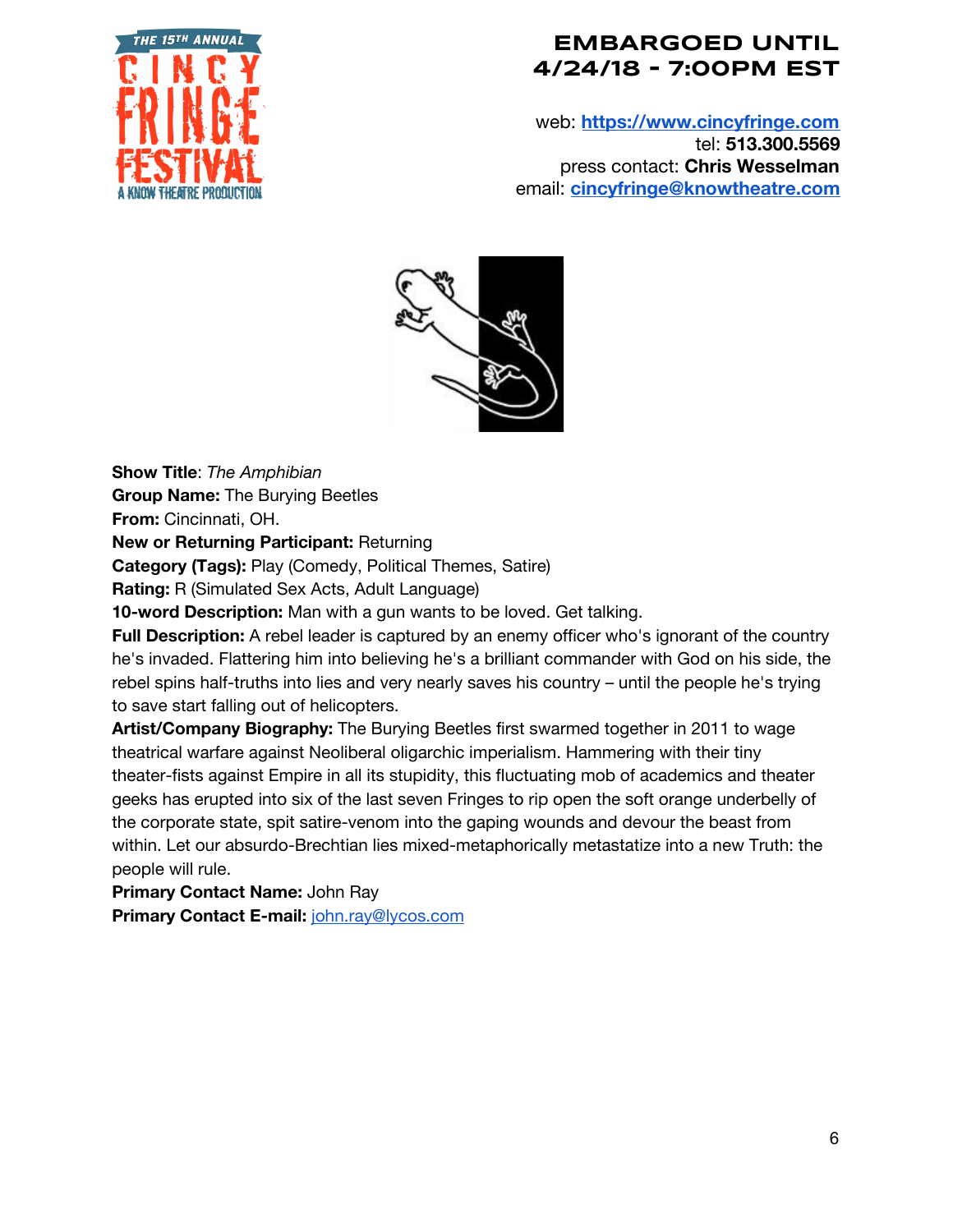**EMBARGOED UNTIL 4/24/18 - 7:00PM EST**

web: **[https://www.cincyfringe.com](https://www.cincyfringe.com)**
tel: **513.300.5569**
press contact: **Chris Wesselman**
email: **[cincyfringe@knowtheatre.com](mailto:cincyfringe@knowtheatre.com)**

**Show Title**: *The Amphibian*
**Group Name:** The Burying Beetles
**From:** Cincinnati, OH.
**New or Returning Participant:** Returning
**Category (Tags):** Play (Comedy, Political Themes, Satire)
**Rating:** R (Simulated Sex Acts, Adult Language)
**10-word Description:** Man with a gun wants to be loved. Get talking.
**Full Description:** A rebel leader is captured by an enemy officer who's ignorant of the country he's invaded. Flattering him into believing he's a brilliant commander with God on his side, the rebel spins half-truths into lies and very nearly saves his country – until the people he's trying to save start falling out of helicopters.
**Artist/Company Biography:** The Burying Beetles first swarmed together in 2011 to wage theatrical warfare against Neoliberal oligarchic imperialism. Hammering with their tiny theater-fists against Empire in all its stupidity, this fluctuating mob of academics and theater geeks has erupted into six of the last seven Fringes to rip open the soft orange underbelly of the corporate state, spit satire-venom into the gaping wounds and devour the beast from within. Let our absurdo-Brechtian lies mixed-metaphorically metastatize into a new Truth: the people will rule.
**Primary Contact Name:** John Ray
**Primary Contact E-mail:** [john.ray@lycos.com](mailto:john.ray@lycos.com)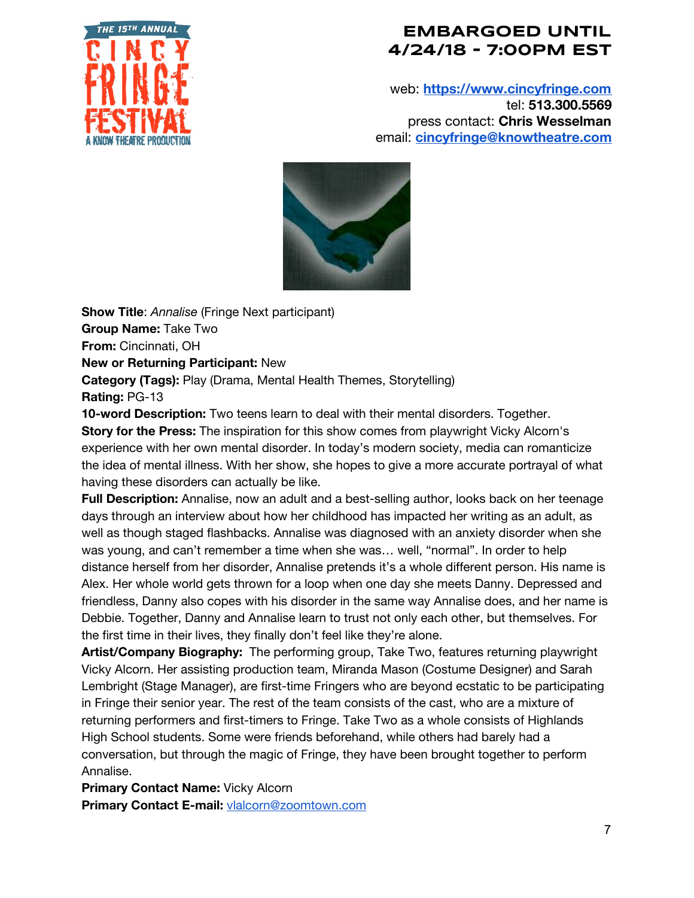**EMBARGOED UNTIL 4/24/18 - 7:00PM EST**

web: https://www.cincyfringe.com
tel: **513.300.5569**
press contact: **Chris Wesselman**
email: cincyfringe@knowtheatre.com

**Show Title**: *Annalise* (Fringe Next participant)
**Group Name:** Take Two
**From:** Cincinnati, OH
**New or Returning Participant:** New
**Category (Tags):** Play (Drama, Mental Health Themes, Storytelling)
**Rating:** PG-13
**10-word Description:** Two teens learn to deal with their mental disorders. Together.
**Story for the Press:** The inspiration for this show comes from playwright Vicky Alcorn's experience with her own mental disorder. In today's modern society, media can romanticize the idea of mental illness. With her show, she hopes to give a more accurate portrayal of what having these disorders can actually be like.
**Full Description:** Annalise, now an adult and a best-selling author, looks back on her teenage days through an interview about how her childhood has impacted her writing as an adult, as well as though staged flashbacks. Annalise was diagnosed with an anxiety disorder when she was young, and can't remember a time when she was… well, "normal". In order to help distance herself from her disorder, Annalise pretends it's a whole different person. His name is Alex. Her whole world gets thrown for a loop when one day she meets Danny. Depressed and friendless, Danny also copes with his disorder in the same way Annalise does, and her name is Debbie. Together, Danny and Annalise learn to trust not only each other, but themselves. For the first time in their lives, they finally don't feel like they're alone.
**Artist/Company Biography:** The performing group, Take Two, features returning playwright Vicky Alcorn. Her assisting production team, Miranda Mason (Costume Designer) and Sarah Lembright (Stage Manager), are first-time Fringers who are beyond ecstatic to be participating in Fringe their senior year. The rest of the team consists of the cast, who are a mixture of returning performers and first-timers to Fringe. Take Two as a whole consists of Highlands High School students. Some were friends beforehand, while others had barely had a conversation, but through the magic of Fringe, they have been brought together to perform Annalise.
**Primary Contact Name:** Vicky Alcorn
**Primary Contact E-mail:** vlalcorn@zoomtown.com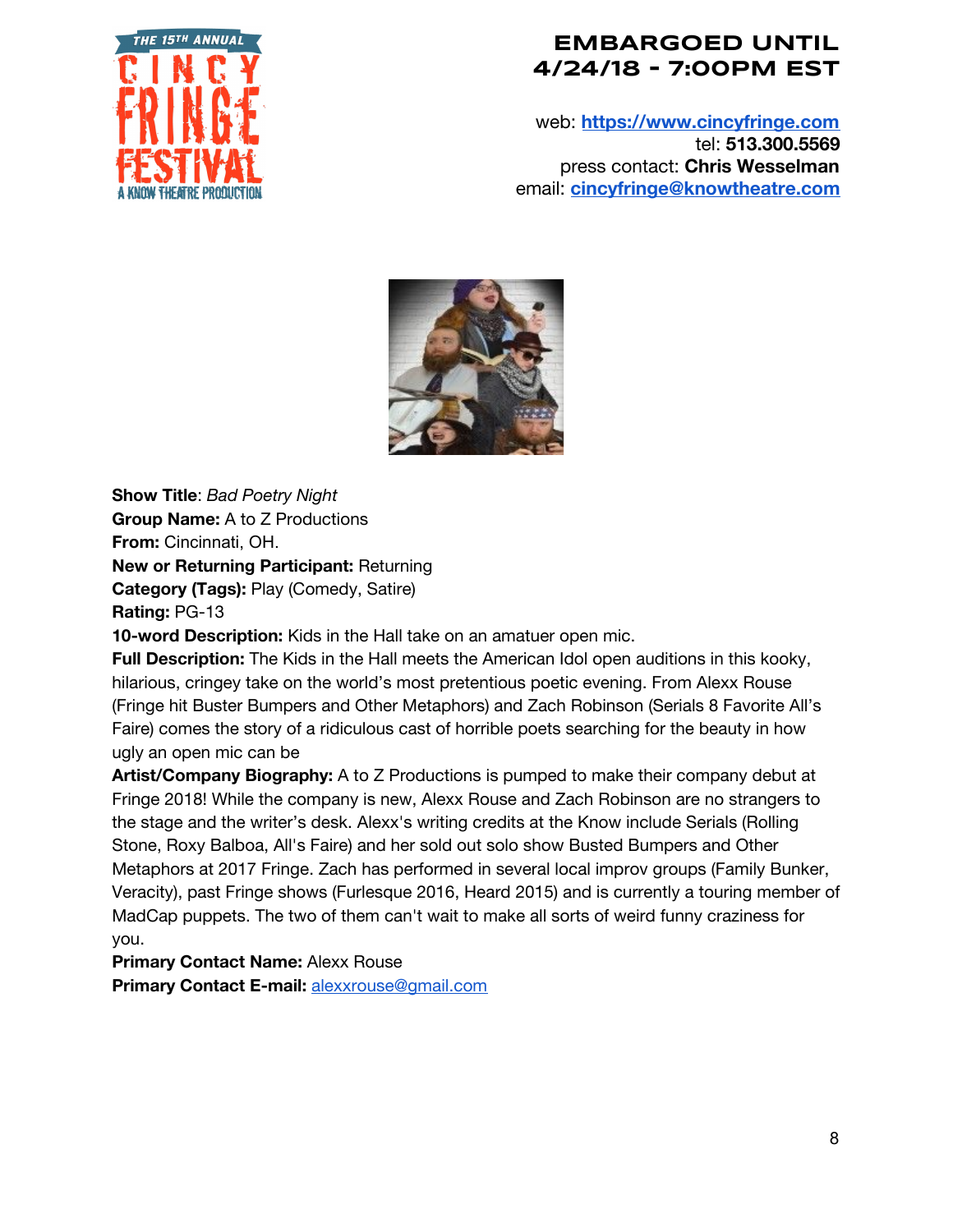**EMBARGOED UNTIL 4/24/18 - 7:00PM EST**

web: **https://www.cincyfringe.com**
tel: **513.300.5569**
press contact: **Chris Wesselman**
email: **cincyfringe@knowtheatre.com**

**Show Title**: *Bad Poetry Night*
**Group Name:** A to Z Productions
**From:** Cincinnati, OH.
**New or Returning Participant:** Returning
**Category (Tags):** Play (Comedy, Satire)
**Rating:** PG-13
**10-word Description:** Kids in the Hall take on an amatuer open mic.
**Full Description:** The Kids in the Hall meets the American Idol open auditions in this kooky, hilarious, cringey take on the world's most pretentious poetic evening. From Alexx Rouse (Fringe hit Buster Bumpers and Other Metaphors) and Zach Robinson (Serials 8 Favorite All's Faire) comes the story of a ridiculous cast of horrible poets searching for the beauty in how ugly an open mic can be
**Artist/Company Biography:** A to Z Productions is pumped to make their company debut at Fringe 2018! While the company is new, Alexx Rouse and Zach Robinson are no strangers to the stage and the writer's desk. Alexx's writing credits at the Know include Serials (Rolling Stone, Roxy Balboa, All's Faire) and her sold out solo show Busted Bumpers and Other Metaphors at 2017 Fringe. Zach has performed in several local improv groups (Family Bunker, Veracity), past Fringe shows (Furlesque 2016, Heard 2015) and is currently a touring member of MadCap puppets. The two of them can't wait to make all sorts of weird funny craziness for you.
**Primary Contact Name:** Alexx Rouse
**Primary Contact E-mail:** alexxrouse@gmail.com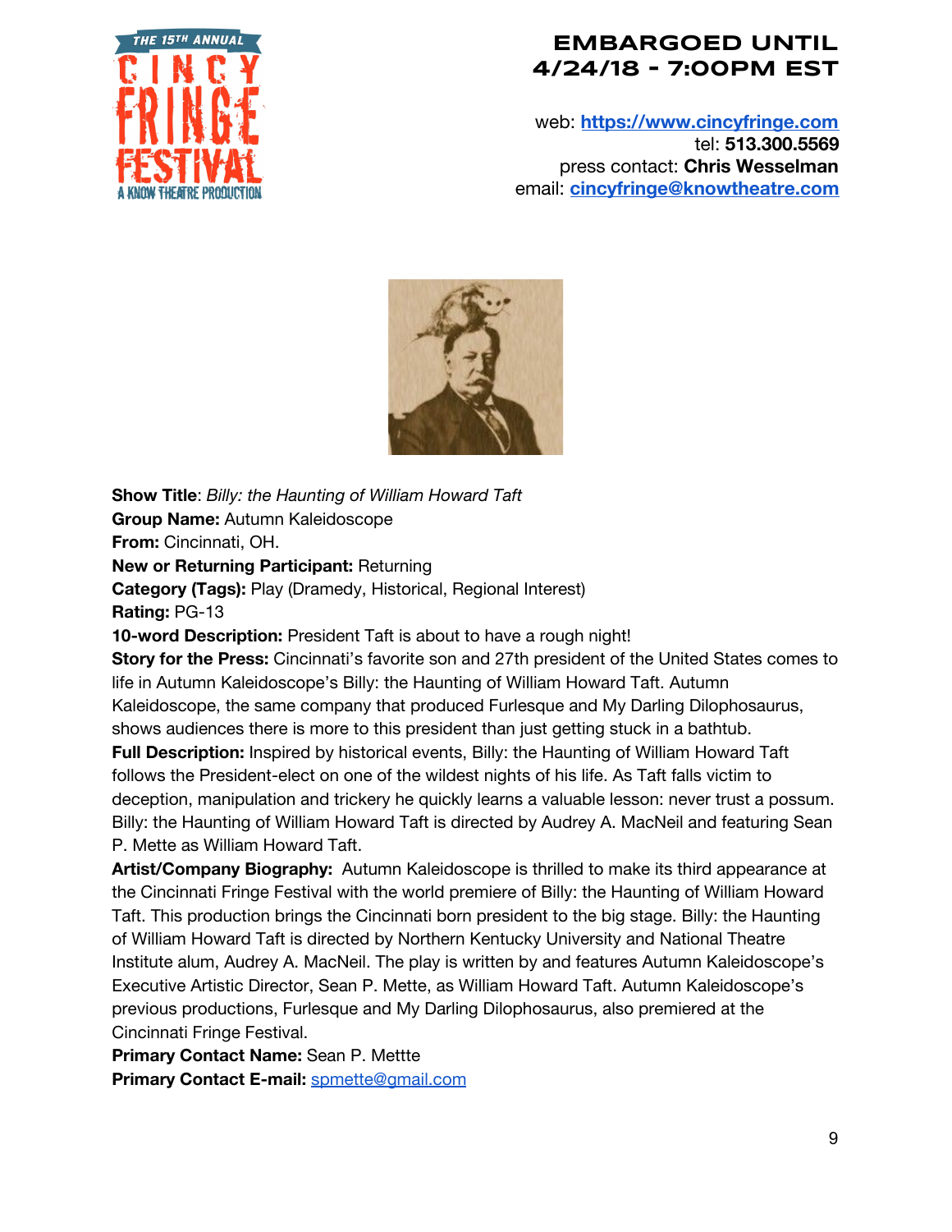**EMBARGOED UNTIL 4/24/18 - 7:00PM EST**

web: https://www.cincyfringe.com
tel: **513.300.5569**
press contact: **Chris Wesselman**
email: cincyfringe@knowtheatre.com

**Show Title**: *Billy: the Haunting of William Howard Taft*
**Group Name:** Autumn Kaleidoscope
**From:** Cincinnati, OH.
**New or Returning Participant:** Returning
**Category (Tags):** Play (Dramedy, Historical, Regional Interest)
**Rating:** PG-13
**10-word Description:** President Taft is about to have a rough night!
**Story for the Press:** Cincinnati's favorite son and 27th president of the United States comes to life in Autumn Kaleidoscope's Billy: the Haunting of William Howard Taft. Autumn Kaleidoscope, the same company that produced Furlesque and My Darling Dilophosaurus, shows audiences there is more to this president than just getting stuck in a bathtub.
**Full Description:** Inspired by historical events, Billy: the Haunting of William Howard Taft follows the President-elect on one of the wildest nights of his life. As Taft falls victim to deception, manipulation and trickery he quickly learns a valuable lesson: never trust a possum. Billy: the Haunting of William Howard Taft is directed by Audrey A. MacNeil and featuring Sean P. Mette as William Howard Taft.
**Artist/Company Biography:** Autumn Kaleidoscope is thrilled to make its third appearance at the Cincinnati Fringe Festival with the world premiere of Billy: the Haunting of William Howard Taft. This production brings the Cincinnati born president to the big stage. Billy: the Haunting of William Howard Taft is directed by Northern Kentucky University and National Theatre Institute alum, Audrey A. MacNeil. The play is written by and features Autumn Kaleidoscope's Executive Artistic Director, Sean P. Mette, as William Howard Taft. Autumn Kaleidoscope's previous productions, Furlesque and My Darling Dilophosaurus, also premiered at the Cincinnati Fringe Festival.
**Primary Contact Name:** Sean P. Mettte
**Primary Contact E-mail:** spmette@gmail.com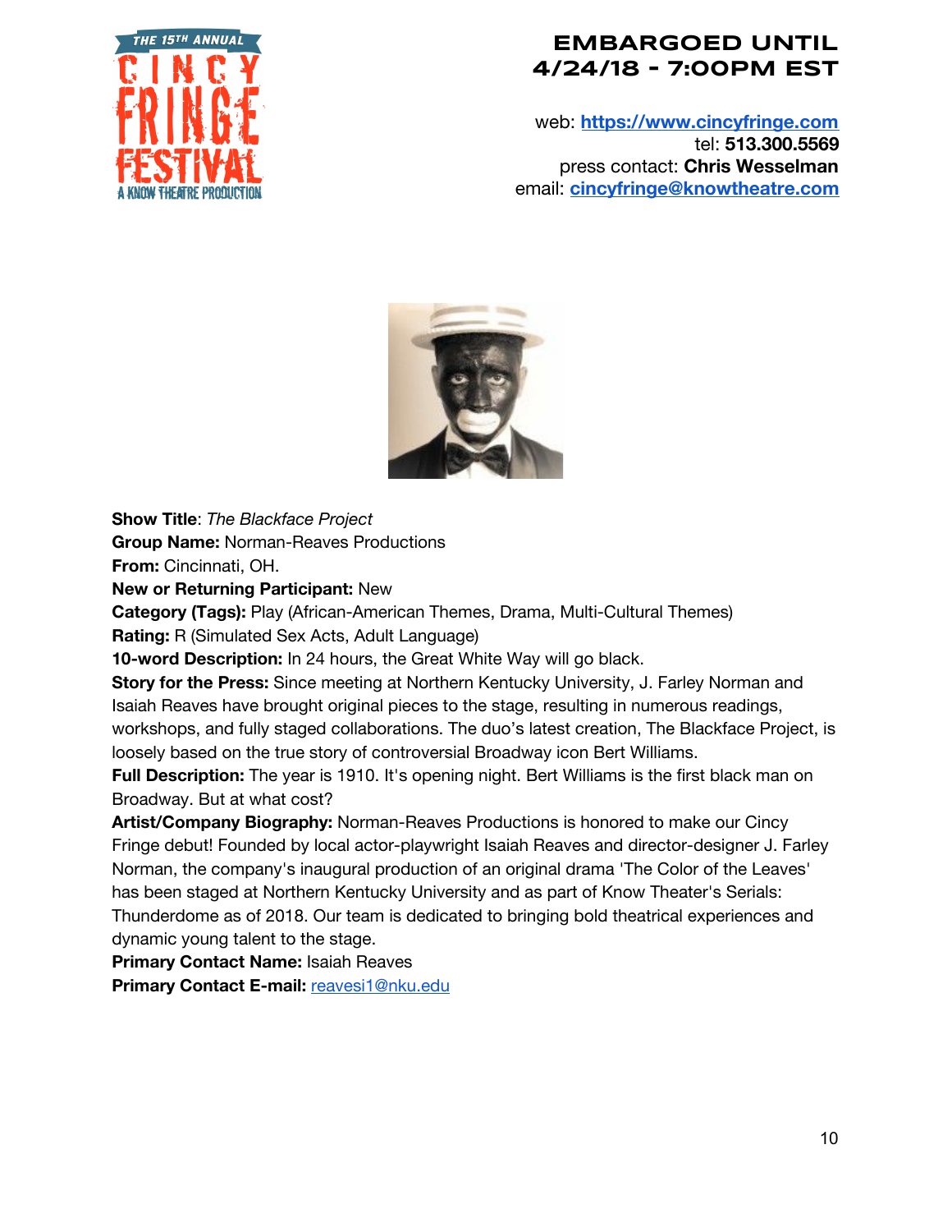**EMBARGOED UNTIL 4/24/18 - 7:00PM EST**

web: [https://www.cincyfringe.com](https://www.cincyfringe.com)
tel: **513.300.5569**
press contact: **Chris Wesselman**
email: [cincyfringe@knowtheatre.com](mailto:cincyfringe@knowtheatre.com)

**Show Title**: *The Blackface Project*
**Group Name:** Norman-Reaves Productions
**From:** Cincinnati, OH.
**New or Returning Participant:** New
**Category (Tags):** Play (African-American Themes, Drama, Multi-Cultural Themes)
**Rating:** R (Simulated Sex Acts, Adult Language)
**10-word Description:** In 24 hours, the Great White Way will go black.
**Story for the Press:** Since meeting at Northern Kentucky University, J. Farley Norman and Isaiah Reaves have brought original pieces to the stage, resulting in numerous readings, workshops, and fully staged collaborations. The duo's latest creation, The Blackface Project, is loosely based on the true story of controversial Broadway icon Bert Williams.
**Full Description:** The year is 1910. It's opening night. Bert Williams is the first black man on Broadway. But at what cost?
**Artist/Company Biography:** Norman-Reaves Productions is honored to make our Cincy Fringe debut! Founded by local actor-playwright Isaiah Reaves and director-designer J. Farley Norman, the company's inaugural production of an original drama 'The Color of the Leaves' has been staged at Northern Kentucky University and as part of Know Theater's Serials: Thunderdome as of 2018. Our team is dedicated to bringing bold theatrical experiences and dynamic young talent to the stage.
**Primary Contact Name:** Isaiah Reaves
**Primary Contact E-mail:** [reavesi1@nku.edu](mailto:reavesi1@nku.edu)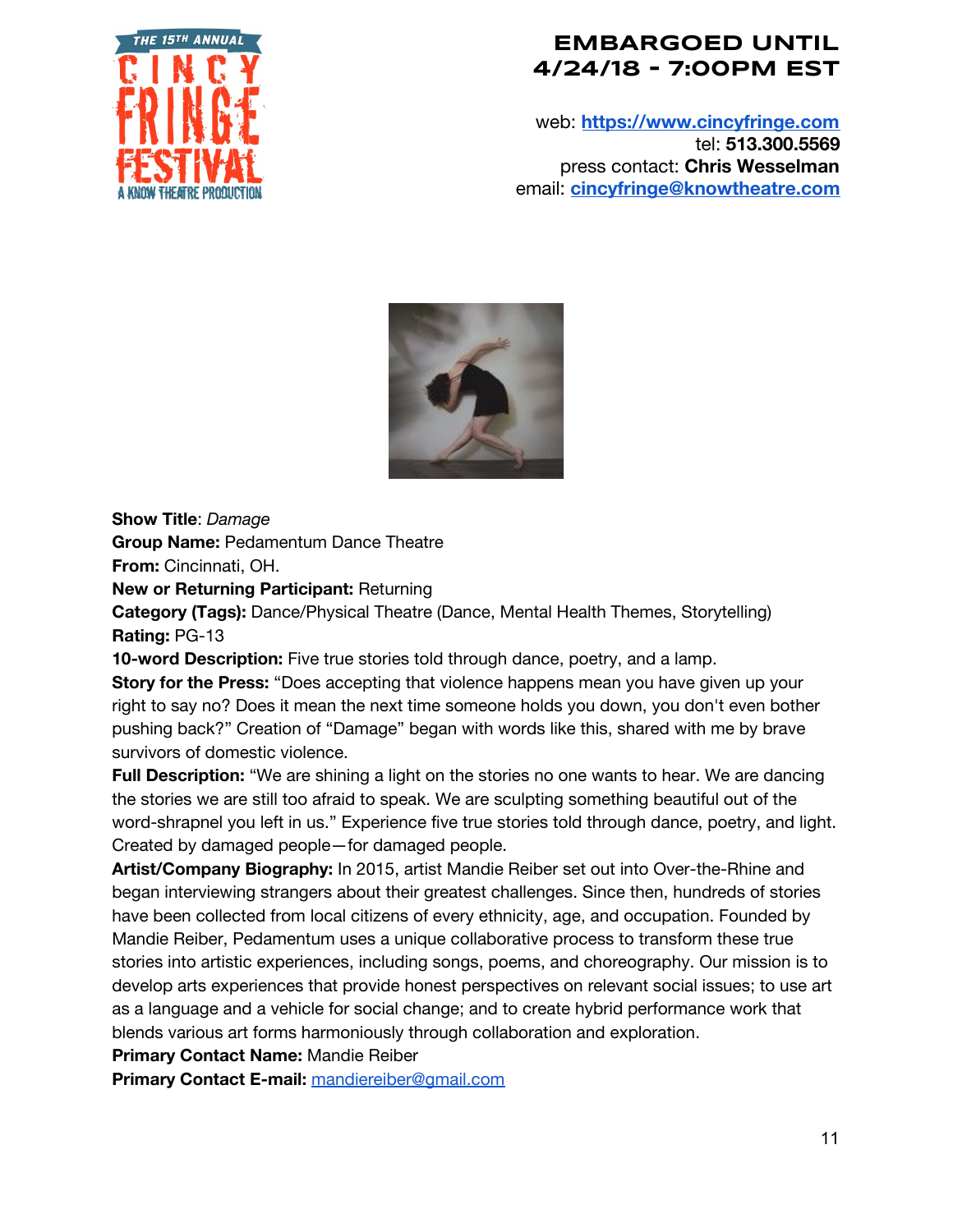**EMBARGOED UNTIL 4/24/18 - 7:00PM EST**

web: **https://www.cincyfringe.com**
tel: **513.300.5569**
press contact: **Chris Wesselman**
email: **cincyfringe@knowtheatre.com**

**Show Title**: *Damage*
**Group Name:** Pedamentum Dance Theatre
**From:** Cincinnati, OH.
**New or Returning Participant:** Returning
**Category (Tags):** Dance/Physical Theatre (Dance, Mental Health Themes, Storytelling)
**Rating:** PG-13
**10-word Description:** Five true stories told through dance, poetry, and a lamp.
**Story for the Press:** "Does accepting that violence happens mean you have given up your right to say no? Does it mean the next time someone holds you down, you don't even bother pushing back?" Creation of "Damage" began with words like this, shared with me by brave survivors of domestic violence.
**Full Description:** "We are shining a light on the stories no one wants to hear. We are dancing the stories we are still too afraid to speak. We are sculpting something beautiful out of the word-shrapnel you left in us." Experience five true stories told through dance, poetry, and light. Created by damaged people—for damaged people.
**Artist/Company Biography:** In 2015, artist Mandie Reiber set out into Over-the-Rhine and began interviewing strangers about their greatest challenges. Since then, hundreds of stories have been collected from local citizens of every ethnicity, age, and occupation. Founded by Mandie Reiber, Pedamentum uses a unique collaborative process to transform these true stories into artistic experiences, including songs, poems, and choreography. Our mission is to develop arts experiences that provide honest perspectives on relevant social issues; to use art as a language and a vehicle for social change; and to create hybrid performance work that blends various art forms harmoniously through collaboration and exploration.
**Primary Contact Name:** Mandie Reiber
**Primary Contact E-mail:** mandiereiber@gmail.com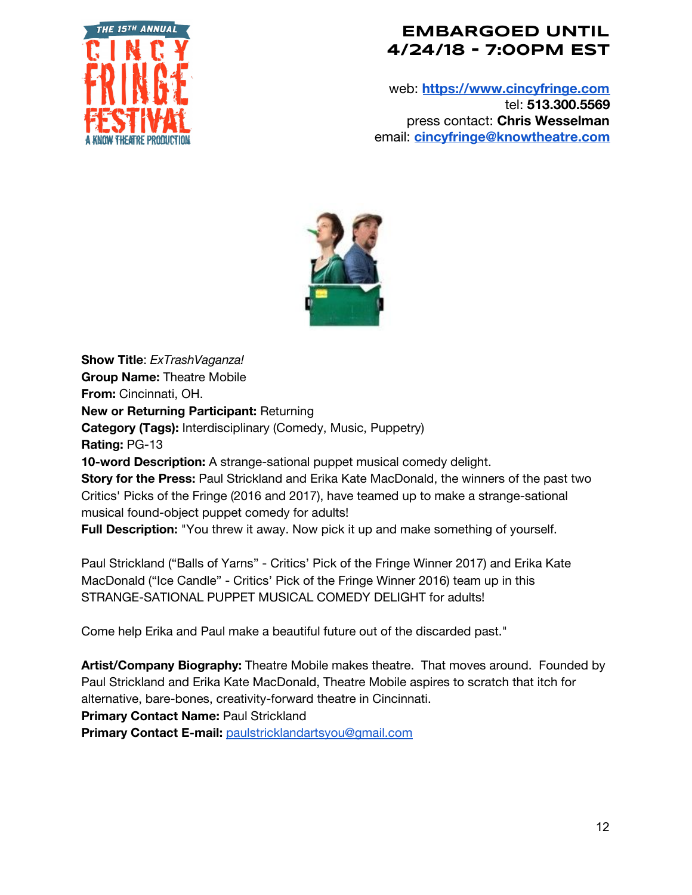# EMBARGOED UNTIL 4/24/18 - 7:00PM EST

web: **https://www.cincyfringe.com**
tel: **513.300.5569**
press contact: **Chris Wesselman**
email: **cincyfringe@knowtheatre.com**

**Show Title**: *ExTrashVaganza!*
**Group Name:** Theatre Mobile
**From:** Cincinnati, OH.
**New or Returning Participant:** Returning
**Category (Tags):** Interdisciplinary (Comedy, Music, Puppetry)
**Rating:** PG-13
**10-word Description:** A strange-sational puppet musical comedy delight.
**Story for the Press:** Paul Strickland and Erika Kate MacDonald, the winners of the past two Critics' Picks of the Fringe (2016 and 2017), have teamed up to make a strange-sational musical found-object puppet comedy for adults!
**Full Description:** "You threw it away. Now pick it up and make something of yourself.

Paul Strickland ("Balls of Yarns" - Critics' Pick of the Fringe Winner 2017) and Erika Kate MacDonald ("Ice Candle" - Critics' Pick of the Fringe Winner 2016) team up in this STRANGE-SATIONAL PUPPET MUSICAL COMEDY DELIGHT for adults!

Come help Erika and Paul make a beautiful future out of the discarded past."

**Artist/Company Biography:** Theatre Mobile makes theatre. That moves around. Founded by Paul Strickland and Erika Kate MacDonald, Theatre Mobile aspires to scratch that itch for alternative, bare-bones, creativity-forward theatre in Cincinnati.
**Primary Contact Name:** Paul Strickland
**Primary Contact E-mail:** paulstricklandartsyou@gmail.com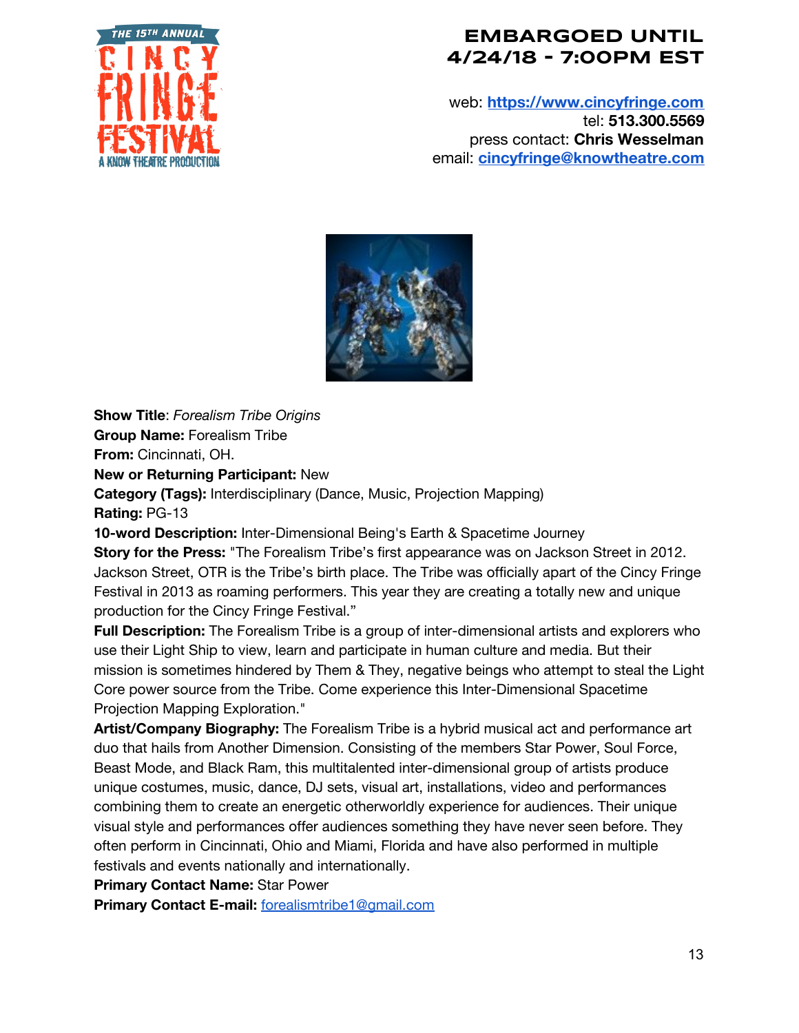**EMBARGOED UNTIL 4/24/18 - 7:00PM EST**

web: [https://www.cincyfringe.com](https://www.cincyfringe.com)
tel: **513.300.5569**
press contact: **Chris Wesselman**
email: **cincyfringe@knowtheatre.com**

**Show Title**: *Forealism Tribe Origins*
**Group Name:** Forealism Tribe
**From:** Cincinnati, OH.
**New or Returning Participant:** New
**Category (Tags):** Interdisciplinary (Dance, Music, Projection Mapping)
**Rating:** PG-13
**10-word Description:** Inter-Dimensional Being's Earth & Spacetime Journey
**Story for the Press:** "The Forealism Tribe's first appearance was on Jackson Street in 2012. Jackson Street, OTR is the Tribe's birth place. The Tribe was officially apart of the Cincy Fringe Festival in 2013 as roaming performers. This year they are creating a totally new and unique production for the Cincy Fringe Festival."
**Full Description:** The Forealism Tribe is a group of inter-dimensional artists and explorers who use their Light Ship to view, learn and participate in human culture and media. But their mission is sometimes hindered by Them & They, negative beings who attempt to steal the Light Core power source from the Tribe. Come experience this Inter-Dimensional Spacetime Projection Mapping Exploration."
**Artist/Company Biography:** The Forealism Tribe is a hybrid musical act and performance art duo that hails from Another Dimension. Consisting of the members Star Power, Soul Force, Beast Mode, and Black Ram, this multitalented inter-dimensional group of artists produce unique costumes, music, dance, DJ sets, visual art, installations, video and performances combining them to create an energetic otherworldly experience for audiences. Their unique visual style and performances offer audiences something they have never seen before. They often perform in Cincinnati, Ohio and Miami, Florida and have also performed in multiple festivals and events nationally and internationally.
**Primary Contact Name:** Star Power
**Primary Contact E-mail:** forealismtribe1@gmail.com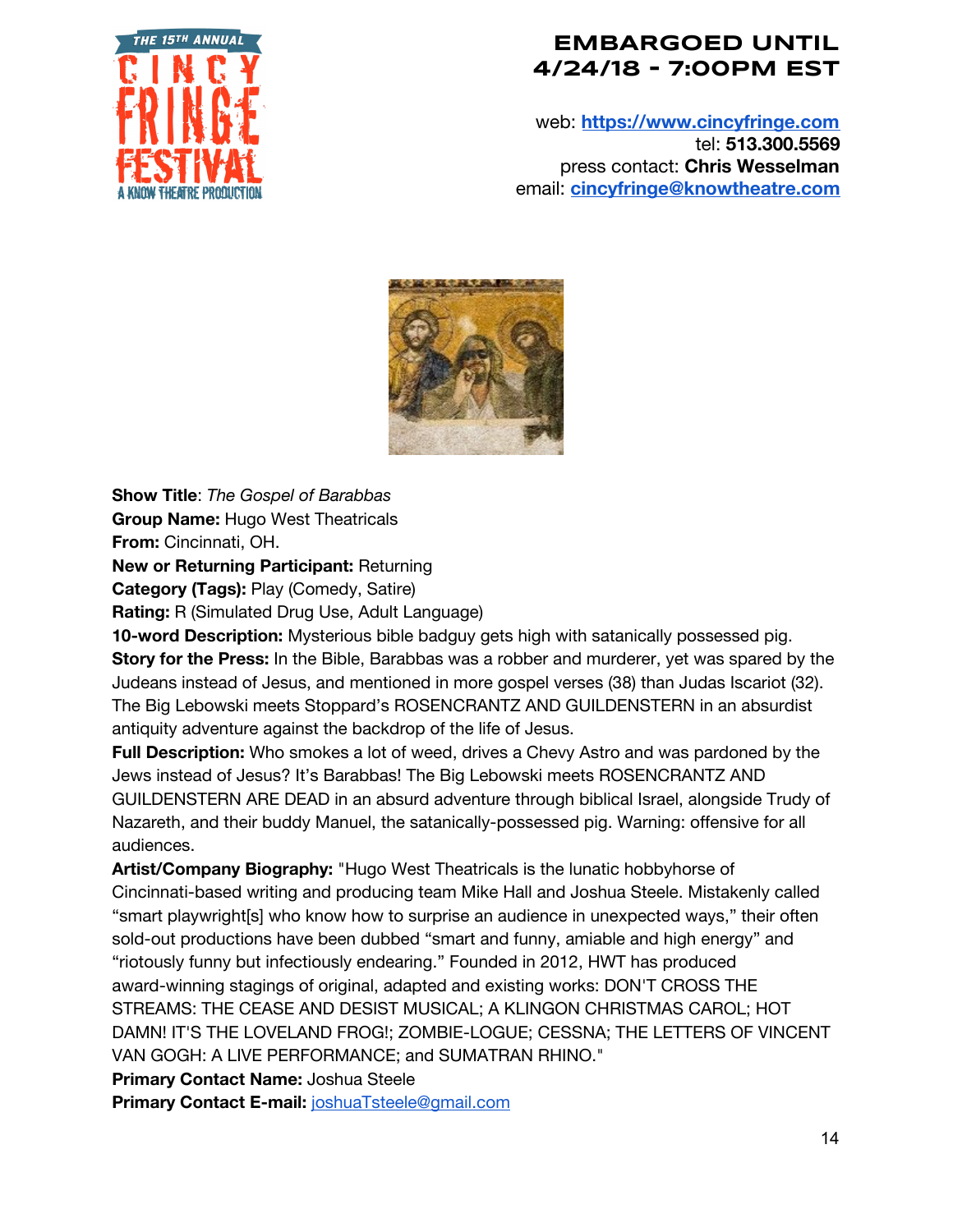**EMBARGOED UNTIL 4/24/18 - 7:00PM EST**

web: https://www.cincyfringe.com
tel: **513.300.5569**
press contact: **Chris Wesselman**
email: cincyfringe@knowtheatre.com

**Show Title**: *The Gospel of Barabbas*
**Group Name:** Hugo West Theatricals
**From:** Cincinnati, OH.
**New or Returning Participant:** Returning
**Category (Tags):** Play (Comedy, Satire)
**Rating:** R (Simulated Drug Use, Adult Language)
**10-word Description:** Mysterious bible badguy gets high with satanically possessed pig.
**Story for the Press:** In the Bible, Barabbas was a robber and murderer, yet was spared by the Judeans instead of Jesus, and mentioned in more gospel verses (38) than Judas Iscariot (32). The Big Lebowski meets Stoppard's ROSENCRANTZ AND GUILDENSTERN in an absurdist antiquity adventure against the backdrop of the life of Jesus.
**Full Description:** Who smokes a lot of weed, drives a Chevy Astro and was pardoned by the Jews instead of Jesus? It's Barabbas! The Big Lebowski meets ROSENCRANTZ AND GUILDENSTERN ARE DEAD in an absurd adventure through biblical Israel, alongside Trudy of Nazareth, and their buddy Manuel, the satanically-possessed pig. Warning: offensive for all audiences.
**Artist/Company Biography:** "Hugo West Theatricals is the lunatic hobbyhorse of Cincinnati-based writing and producing team Mike Hall and Joshua Steele. Mistakenly called "smart playwright[s] who know how to surprise an audience in unexpected ways," their often sold-out productions have been dubbed "smart and funny, amiable and high energy" and "riotously funny but infectiously endearing." Founded in 2012, HWT has produced award-winning stagings of original, adapted and existing works: DON'T CROSS THE STREAMS: THE CEASE AND DESIST MUSICAL; A KLINGON CHRISTMAS CAROL; HOT DAMN! IT'S THE LOVELAND FROG!; ZOMBIE-LOGUE; CESSNA; THE LETTERS OF VINCENT VAN GOGH: A LIVE PERFORMANCE; and SUMATRAN RHINO."
**Primary Contact Name:** Joshua Steele
**Primary Contact E-mail:** joshuaTsteele@gmail.com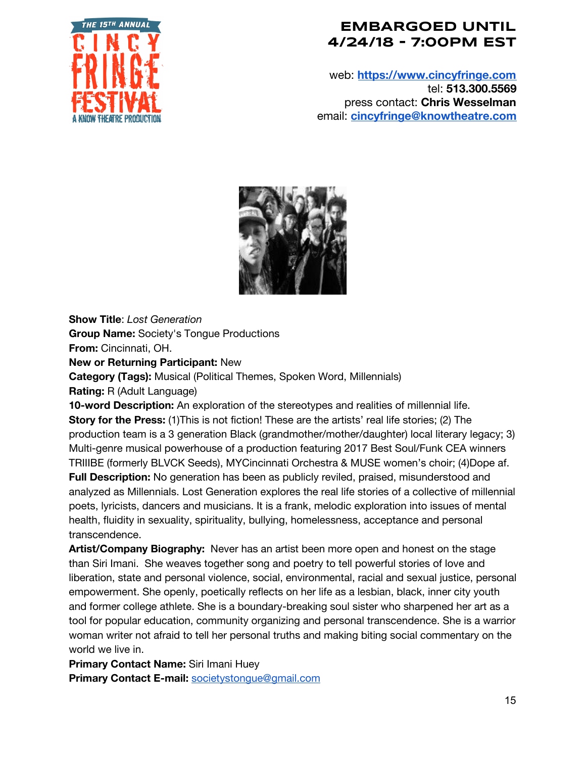**EMBARGOED UNTIL 4/24/18 - 7:00PM EST**

web: **https://www.cincyfringe.com**
tel: **513.300.5569**
press contact: **Chris Wesselman**
email: **cincyfringe@knowtheatre.com**

**Show Title**: *Lost Generation*
**Group Name:** Society's Tongue Productions
**From:** Cincinnati, OH.
**New or Returning Participant:** New
**Category (Tags):** Musical (Political Themes, Spoken Word, Millennials)
**Rating:** R (Adult Language)
**10-word Description:** An exploration of the stereotypes and realities of millennial life.
**Story for the Press:** (1)This is not fiction! These are the artists' real life stories; (2) The production team is a 3 generation Black (grandmother/mother/daughter) local literary legacy; 3) Multi-genre musical powerhouse of a production featuring 2017 Best Soul/Funk CEA winners TRIIIBE (formerly BLVCK Seeds), MYCincinnati Orchestra & MUSE women's choir; (4)Dope af.
**Full Description:** No generation has been as publicly reviled, praised, misunderstood and analyzed as Millennials. Lost Generation explores the real life stories of a collective of millennial poets, lyricists, dancers and musicians. It is a frank, melodic exploration into issues of mental health, fluidity in sexuality, spirituality, bullying, homelessness, acceptance and personal transcendence.
**Artist/Company Biography:** Never has an artist been more open and honest on the stage than Siri Imani. She weaves together song and poetry to tell powerful stories of love and liberation, state and personal violence, social, environmental, racial and sexual justice, personal empowerment. She openly, poetically reflects on her life as a lesbian, black, inner city youth and former college athlete. She is a boundary-breaking soul sister who sharpened her art as a tool for popular education, community organizing and personal transcendence. She is a warrior woman writer not afraid to tell her personal truths and making biting social commentary on the world we live in.
**Primary Contact Name:** Siri Imani Huey
**Primary Contact E-mail:** societystongue@gmail.com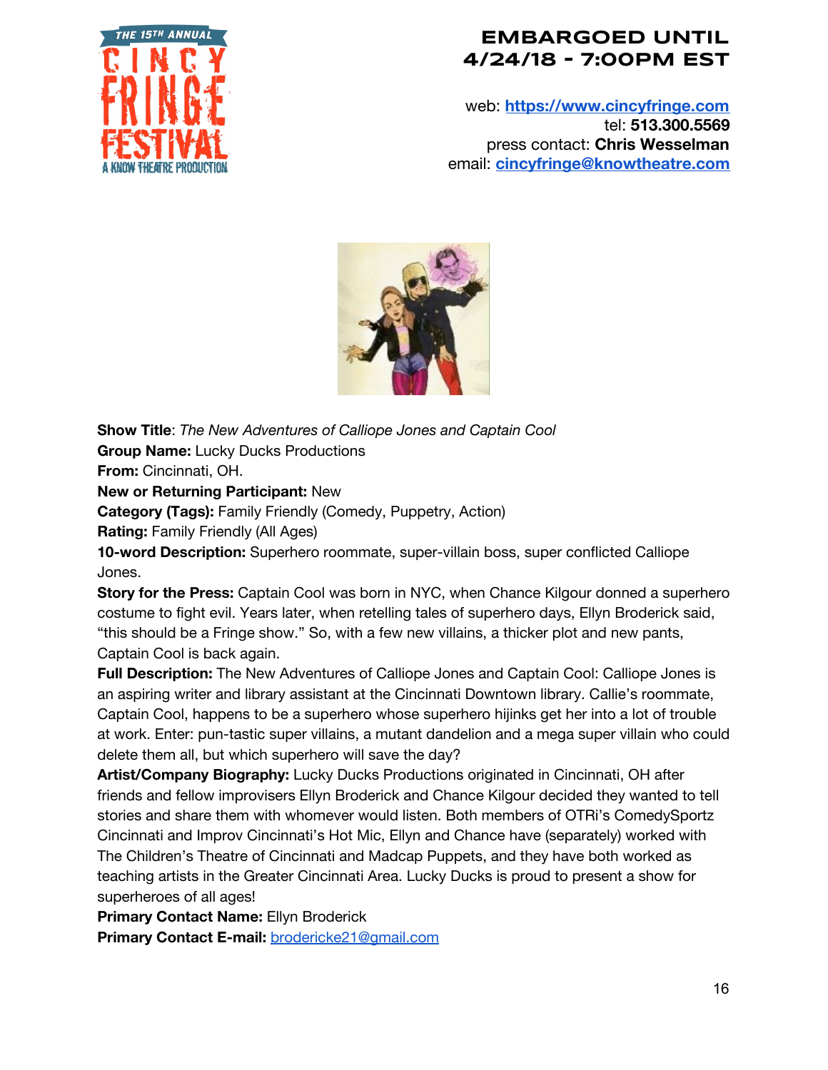**EMBARGOED UNTIL 4/24/18 - 7:00PM EST**

web: https://www.cincyfringe.com
tel: **513.300.5569**
press contact: **Chris Wesselman**
email: cincyfringe@knowtheatre.com

**Show Title**: *The New Adventures of Calliope Jones and Captain Cool*
**Group Name:** Lucky Ducks Productions
**From:** Cincinnati, OH.
**New or Returning Participant:** New
**Category (Tags):** Family Friendly (Comedy, Puppetry, Action)
**Rating:** Family Friendly (All Ages)
**10-word Description:** Superhero roommate, super-villain boss, super conflicted Calliope Jones.
**Story for the Press:** Captain Cool was born in NYC, when Chance Kilgour donned a superhero costume to fight evil. Years later, when retelling tales of superhero days, Ellyn Broderick said, "this should be a Fringe show." So, with a few new villains, a thicker plot and new pants, Captain Cool is back again.
**Full Description:** The New Adventures of Calliope Jones and Captain Cool: Calliope Jones is an aspiring writer and library assistant at the Cincinnati Downtown library. Callie's roommate, Captain Cool, happens to be a superhero whose superhero hijinks get her into a lot of trouble at work. Enter: pun-tastic super villains, a mutant dandelion and a mega super villain who could delete them all, but which superhero will save the day?
**Artist/Company Biography:** Lucky Ducks Productions originated in Cincinnati, OH after friends and fellow improvisers Ellyn Broderick and Chance Kilgour decided they wanted to tell stories and share them with whomever would listen. Both members of OTRi's ComedySportz Cincinnati and Improv Cincinnati's Hot Mic, Ellyn and Chance have (separately) worked with The Children's Theatre of Cincinnati and Madcap Puppets, and they have both worked as teaching artists in the Greater Cincinnati Area. Lucky Ducks is proud to present a show for superheroes of all ages!
**Primary Contact Name:** Ellyn Broderick
**Primary Contact E-mail:** brodericke21@gmail.com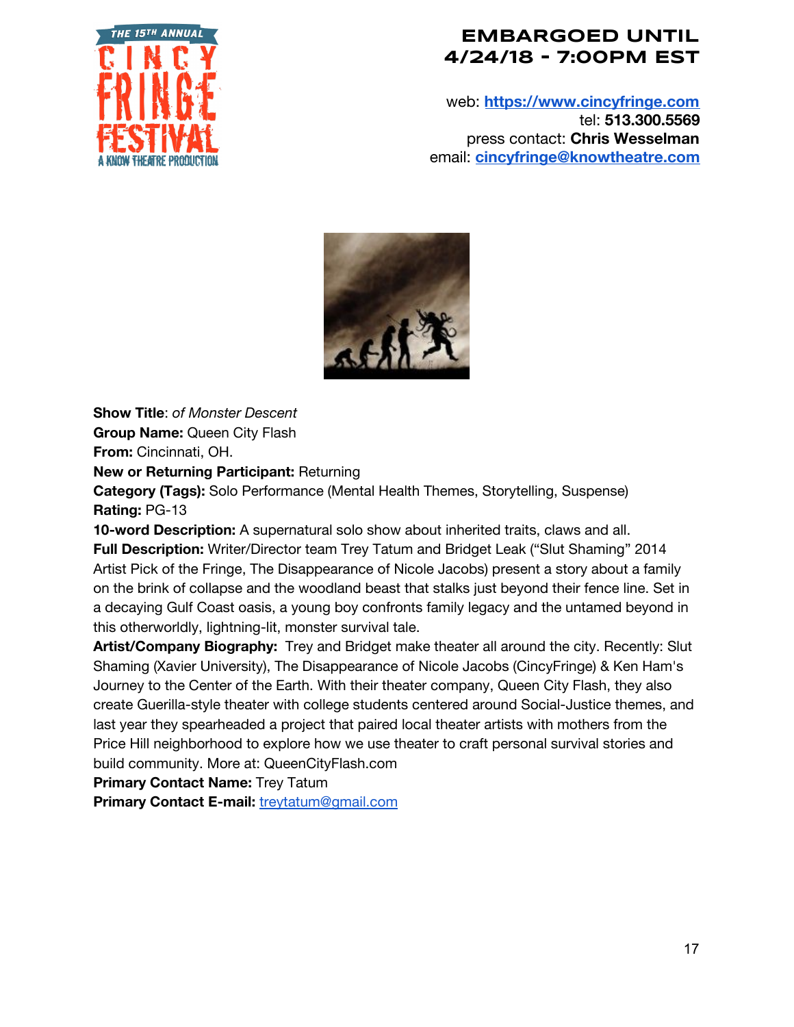**EMBARGOED UNTIL 4/24/18 - 7:00PM EST**

web: [https://www.cincyfringe.com](https://www.cincyfringe.com)
tel: **513.300.5569**
press contact: **Chris Wesselman**
email: [cincyfringe@knowtheatre.com](mailto:cincyfringe@knowtheatre.com)

**Show Title**: *of Monster Descent*
**Group Name:** Queen City Flash
**From:** Cincinnati, OH.
**New or Returning Participant:** Returning
**Category (Tags):** Solo Performance (Mental Health Themes, Storytelling, Suspense)
**Rating:** PG-13
**10-word Description:** A supernatural solo show about inherited traits, claws and all.
**Full Description:** Writer/Director team Trey Tatum and Bridget Leak ("Slut Shaming" 2014 Artist Pick of the Fringe, The Disappearance of Nicole Jacobs) present a story about a family on the brink of collapse and the woodland beast that stalks just beyond their fence line. Set in a decaying Gulf Coast oasis, a young boy confronts family legacy and the untamed beyond in this otherworldly, lightning-lit, monster survival tale.
**Artist/Company Biography:** Trey and Bridget make theater all around the city. Recently: Slut Shaming (Xavier University), The Disappearance of Nicole Jacobs (CincyFringe) & Ken Ham's Journey to the Center of the Earth. With their theater company, Queen City Flash, they also create Guerilla-style theater with college students centered around Social-Justice themes, and last year they spearheaded a project that paired local theater artists with mothers from the Price Hill neighborhood to explore how we use theater to craft personal survival stories and build community. More at: QueenCityFlash.com
**Primary Contact Name:** Trey Tatum
**Primary Contact E-mail:** [treytatum@gmail.com](mailto:treytatum@gmail.com)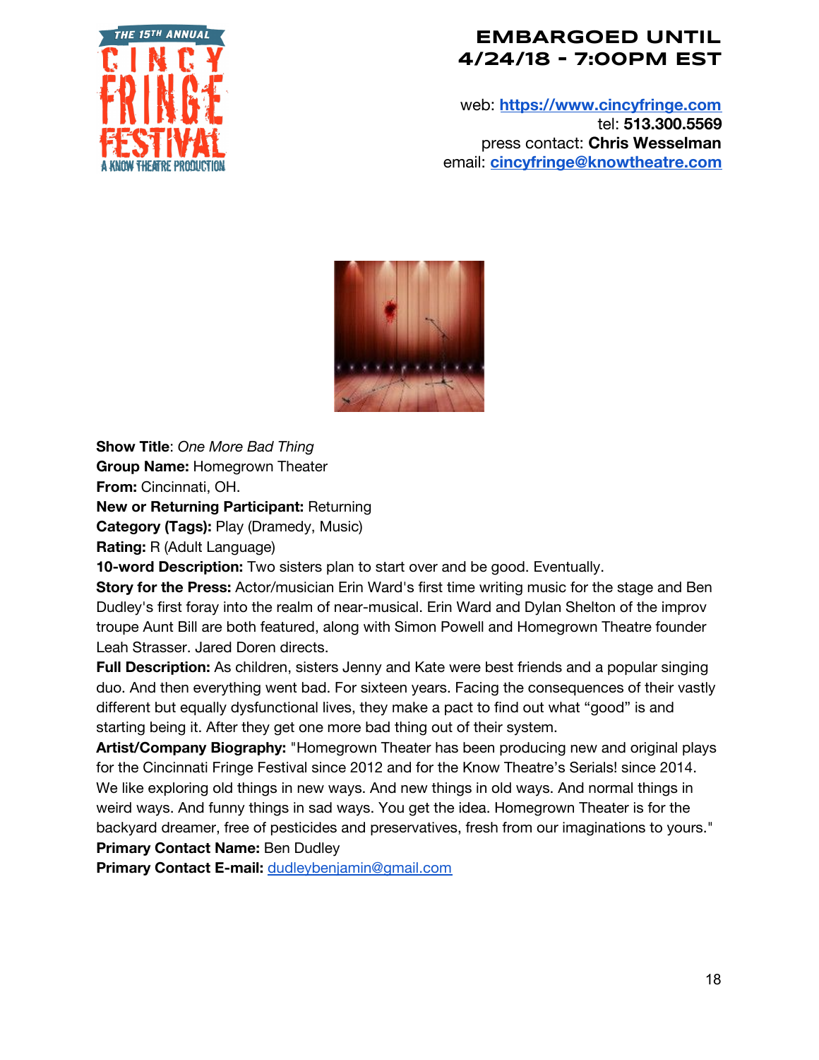**EMBARGOED UNTIL 4/24/18 - 7:00PM EST**

web: **https://www.cincyfringe.com**
tel: **513.300.5569**
press contact: **Chris Wesselman**
email: **cincyfringe@knowtheatre.com**

**Show Title**: *One More Bad Thing*
**Group Name:** Homegrown Theater
**From:** Cincinnati, OH.
**New or Returning Participant:** Returning
**Category (Tags):** Play (Dramedy, Music)
**Rating:** R (Adult Language)
**10-word Description:** Two sisters plan to start over and be good. Eventually.
**Story for the Press:** Actor/musician Erin Ward's first time writing music for the stage and Ben Dudley's first foray into the realm of near-musical. Erin Ward and Dylan Shelton of the improv troupe Aunt Bill are both featured, along with Simon Powell and Homegrown Theatre founder Leah Strasser. Jared Doren directs.
**Full Description:** As children, sisters Jenny and Kate were best friends and a popular singing duo. And then everything went bad. For sixteen years. Facing the consequences of their vastly different but equally dysfunctional lives, they make a pact to find out what "good" is and starting being it. After they get one more bad thing out of their system.
**Artist/Company Biography:** "Homegrown Theater has been producing new and original plays for the Cincinnati Fringe Festival since 2012 and for the Know Theatre's Serials! since 2014. We like exploring old things in new ways. And new things in old ways. And normal things in weird ways. And funny things in sad ways. You get the idea. Homegrown Theater is for the backyard dreamer, free of pesticides and preservatives, fresh from our imaginations to yours."
**Primary Contact Name:** Ben Dudley
**Primary Contact E-mail:** dudleybenjamin@gmail.com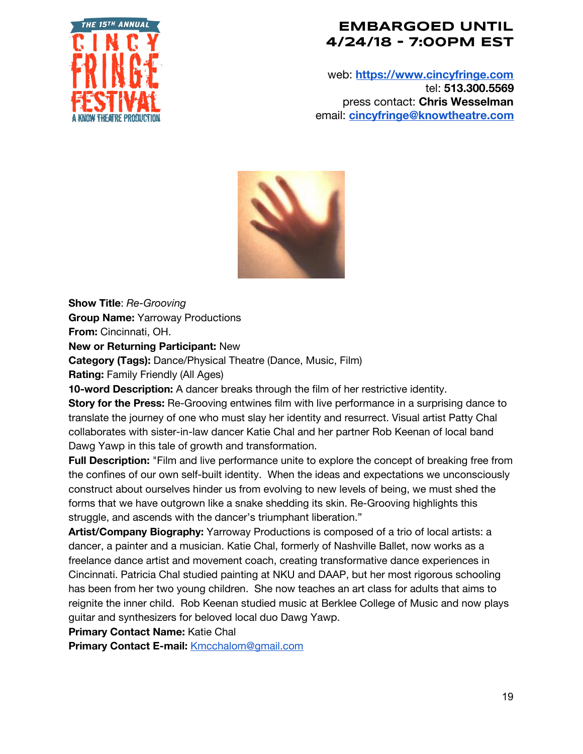**EMBARGOED UNTIL 4/24/18 - 7:00PM EST**

web: **https://www.cincyfringe.com**
tel: **513.300.5569**
press contact: **Chris Wesselman**
email: **cincyfringe@knowtheatre.com**

**Show Title**: *Re-Grooving*
**Group Name:** Yarroway Productions
**From:** Cincinnati, OH.
**New or Returning Participant:** New
**Category (Tags):** Dance/Physical Theatre (Dance, Music, Film)
**Rating:** Family Friendly (All Ages)
**10-word Description:** A dancer breaks through the film of her restrictive identity.
**Story for the Press:** Re-Grooving entwines film with live performance in a surprising dance to translate the journey of one who must slay her identity and resurrect. Visual artist Patty Chal collaborates with sister-in-law dancer Katie Chal and her partner Rob Keenan of local band Dawg Yawp in this tale of growth and transformation.
**Full Description:** "Film and live performance unite to explore the concept of breaking free from the confines of our own self-built identity. When the ideas and expectations we unconsciously construct about ourselves hinder us from evolving to new levels of being, we must shed the forms that we have outgrown like a snake shedding its skin. Re-Grooving highlights this struggle, and ascends with the dancer's triumphant liberation."
**Artist/Company Biography:** Yarroway Productions is composed of a trio of local artists: a dancer, a painter and a musician. Katie Chal, formerly of Nashville Ballet, now works as a freelance dance artist and movement coach, creating transformative dance experiences in Cincinnati. Patricia Chal studied painting at NKU and DAAP, but her most rigorous schooling has been from her two young children. She now teaches an art class for adults that aims to reignite the inner child. Rob Keenan studied music at Berklee College of Music and now plays guitar and synthesizers for beloved local duo Dawg Yawp.
**Primary Contact Name:** Katie Chal
**Primary Contact E-mail:** Kmcchalom@gmail.com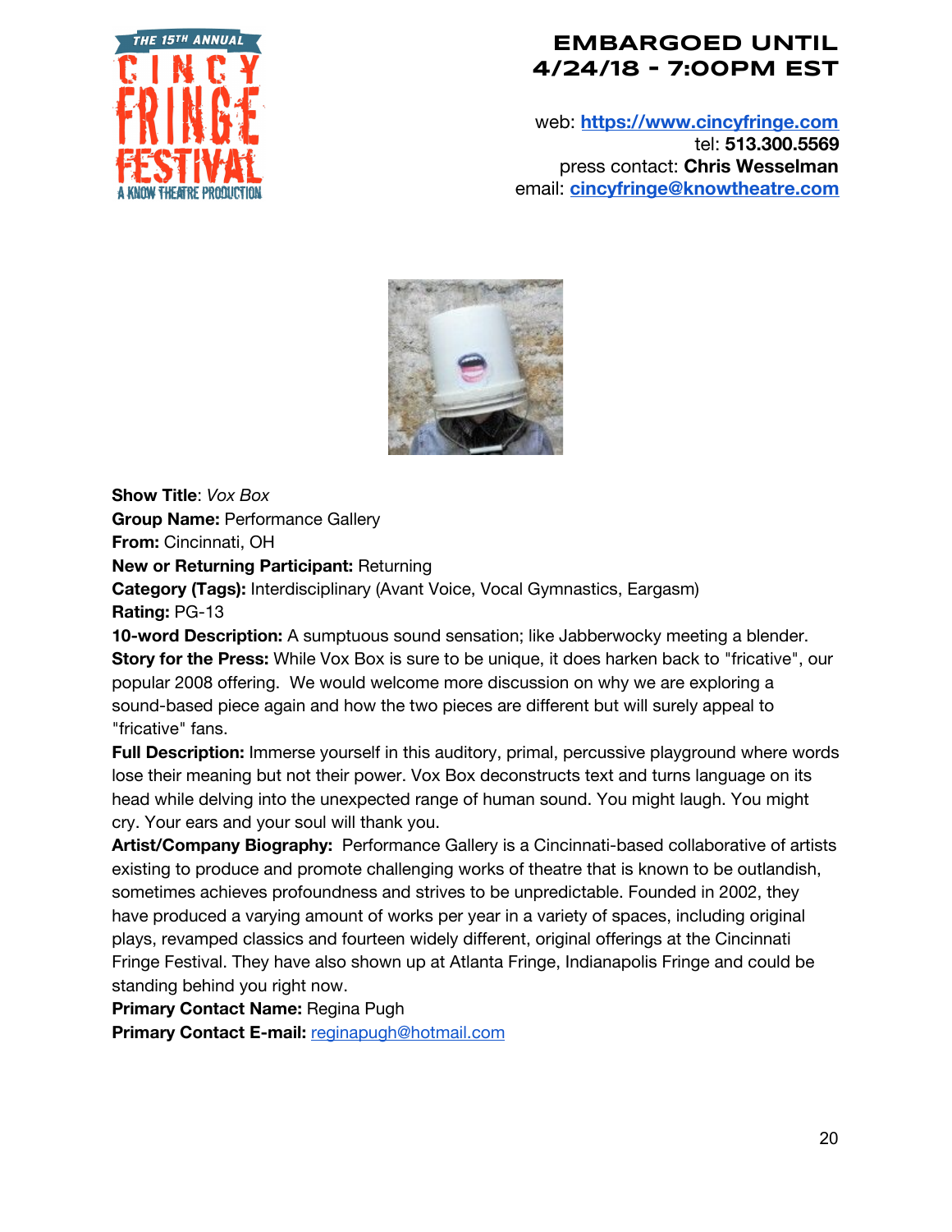**EMBARGOED UNTIL 4/24/18 - 7:00PM EST**

web: **[https://www.cincyfringe.com](https://www.cincyfringe.com)**
tel: **513.300.5569**
press contact: **Chris Wesselman**
email: **[cincyfringe@knowtheatre.com](mailto:cincyfringe@knowtheatre.com)**

**Show Title**: *Vox Box*
**Group Name:** Performance Gallery
**From:** Cincinnati, OH
**New or Returning Participant:** Returning
**Category (Tags):** Interdisciplinary (Avant Voice, Vocal Gymnastics, Eargasm)
**Rating:** PG-13
**10-word Description:** A sumptuous sound sensation; like Jabberwocky meeting a blender.
**Story for the Press:** While Vox Box is sure to be unique, it does harken back to "fricative", our popular 2008 offering. We would welcome more discussion on why we are exploring a sound-based piece again and how the two pieces are different but will surely appeal to "fricative" fans.
**Full Description:** Immerse yourself in this auditory, primal, percussive playground where words lose their meaning but not their power. Vox Box deconstructs text and turns language on its head while delving into the unexpected range of human sound. You might laugh. You might cry. Your ears and your soul will thank you.
**Artist/Company Biography:** Performance Gallery is a Cincinnati-based collaborative of artists existing to produce and promote challenging works of theatre that is known to be outlandish, sometimes achieves profoundness and strives to be unpredictable. Founded in 2002, they have produced a varying amount of works per year in a variety of spaces, including original plays, revamped classics and fourteen widely different, original offerings at the Cincinnati Fringe Festival. They have also shown up at Atlanta Fringe, Indianapolis Fringe and could be standing behind you right now.
**Primary Contact Name:** Regina Pugh
**Primary Contact E-mail:** [reginapugh@hotmail.com](mailto:reginapugh@hotmail.com)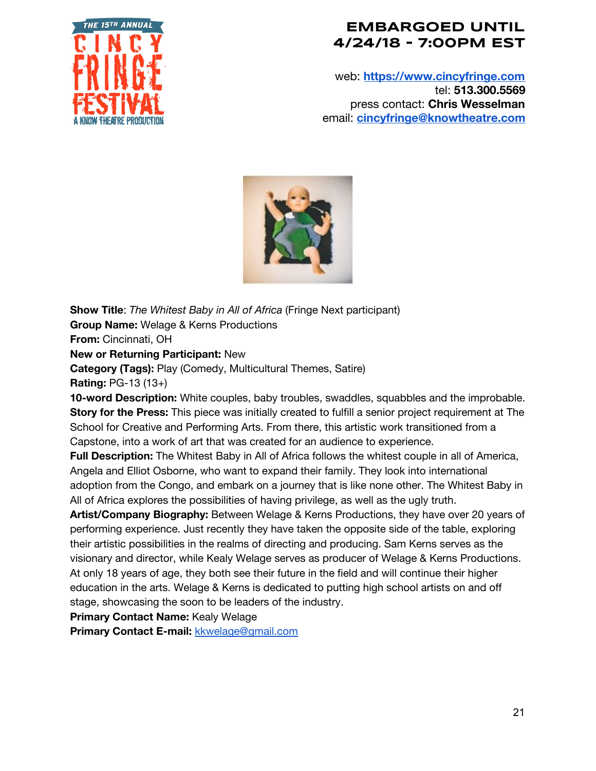**EMBARGOED UNTIL 4/24/18 - 7:00PM EST**

web: **https://www.cincyfringe.com**
tel: **513.300.5569**
press contact: **Chris Wesselman**
email: **cincyfringe@knowtheatre.com**

**Show Title**: *The Whitest Baby in All of Africa* (Fringe Next participant)
**Group Name:** Welage & Kerns Productions
**From:** Cincinnati, OH
**New or Returning Participant:** New
**Category (Tags):** Play (Comedy, Multicultural Themes, Satire)
**Rating:** PG-13 (13+)
**10-word Description:** White couples, baby troubles, swaddles, squabbles and the improbable.
**Story for the Press:** This piece was initially created to fulfill a senior project requirement at The School for Creative and Performing Arts. From there, this artistic work transitioned from a Capstone, into a work of art that was created for an audience to experience.
**Full Description:** The Whitest Baby in All of Africa follows the whitest couple in all of America, Angela and Elliot Osborne, who want to expand their family. They look into international adoption from the Congo, and embark on a journey that is like none other. The Whitest Baby in All of Africa explores the possibilities of having privilege, as well as the ugly truth.
**Artist/Company Biography:** Between Welage & Kerns Productions, they have over 20 years of performing experience. Just recently they have taken the opposite side of the table, exploring their artistic possibilities in the realms of directing and producing. Sam Kerns serves as the visionary and director, while Kealy Welage serves as producer of Welage & Kerns Productions. At only 18 years of age, they both see their future in the field and will continue their higher education in the arts. Welage & Kerns is dedicated to putting high school artists on and off stage, showcasing the soon to be leaders of the industry.
**Primary Contact Name:** Kealy Welage
**Primary Contact E-mail:** kkwelage@gmail.com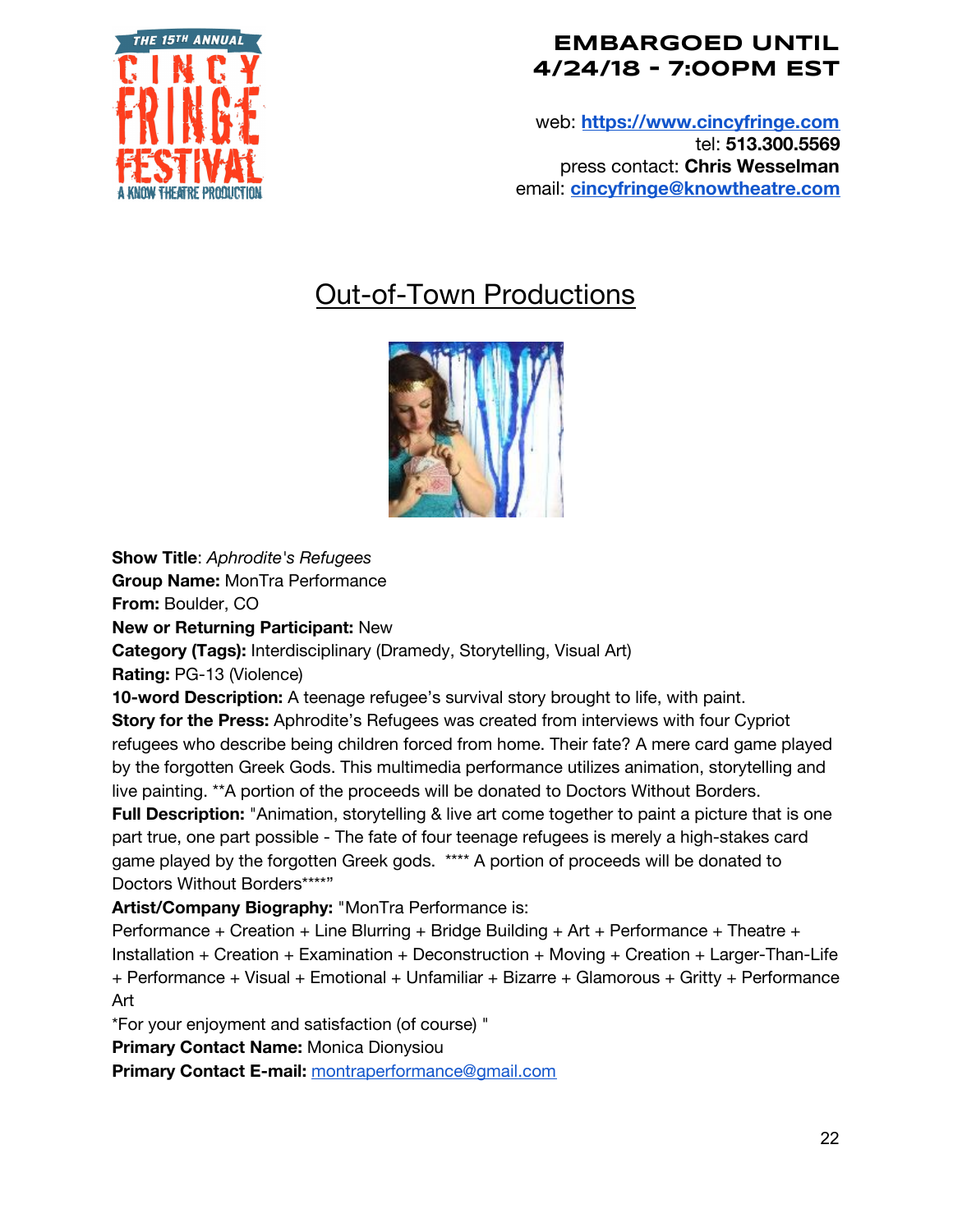EMBARGOED UNTIL 4/24/18 - 7:00PM EST

web: https://www.cincyfringe.com
tel: **513.300.5569**
press contact: **Chris Wesselman**
email: cincyfringe@knowtheatre.com

## Out-of-Town Productions

**Show Title**: *Aphrodite's Refugees*
**Group Name:** MonTra Performance
**From:** Boulder, CO
**New or Returning Participant:** New
**Category (Tags):** Interdisciplinary (Dramedy, Storytelling, Visual Art)
**Rating:** PG-13 (Violence)
**10-word Description:** A teenage refugee's survival story brought to life, with paint.
**Story for the Press:** Aphrodite's Refugees was created from interviews with four Cypriot refugees who describe being children forced from home. Their fate? A mere card game played by the forgotten Greek Gods. This multimedia performance utilizes animation, storytelling and live painting. **A portion of the proceeds will be donated to Doctors Without Borders.
**Full Description:** "Animation, storytelling & live art come together to paint a picture that is one part true, one part possible - The fate of four teenage refugees is merely a high-stakes card game played by the forgotten Greek gods. **** A portion of proceeds will be donated to Doctors Without Borders****"
**Artist/Company Biography:** "MonTra Performance is:
Performance + Creation + Line Blurring + Bridge Building + Art + Performance + Theatre + Installation + Creation + Examination + Deconstruction + Moving + Creation + Larger-Than-Life + Performance + Visual + Emotional + Unfamiliar + Bizarre + Glamorous + Gritty + Performance Art
*For your enjoyment and satisfaction (of course) "
**Primary Contact Name:** Monica Dionysiou
**Primary Contact E-mail:** montraperformance@gmail.com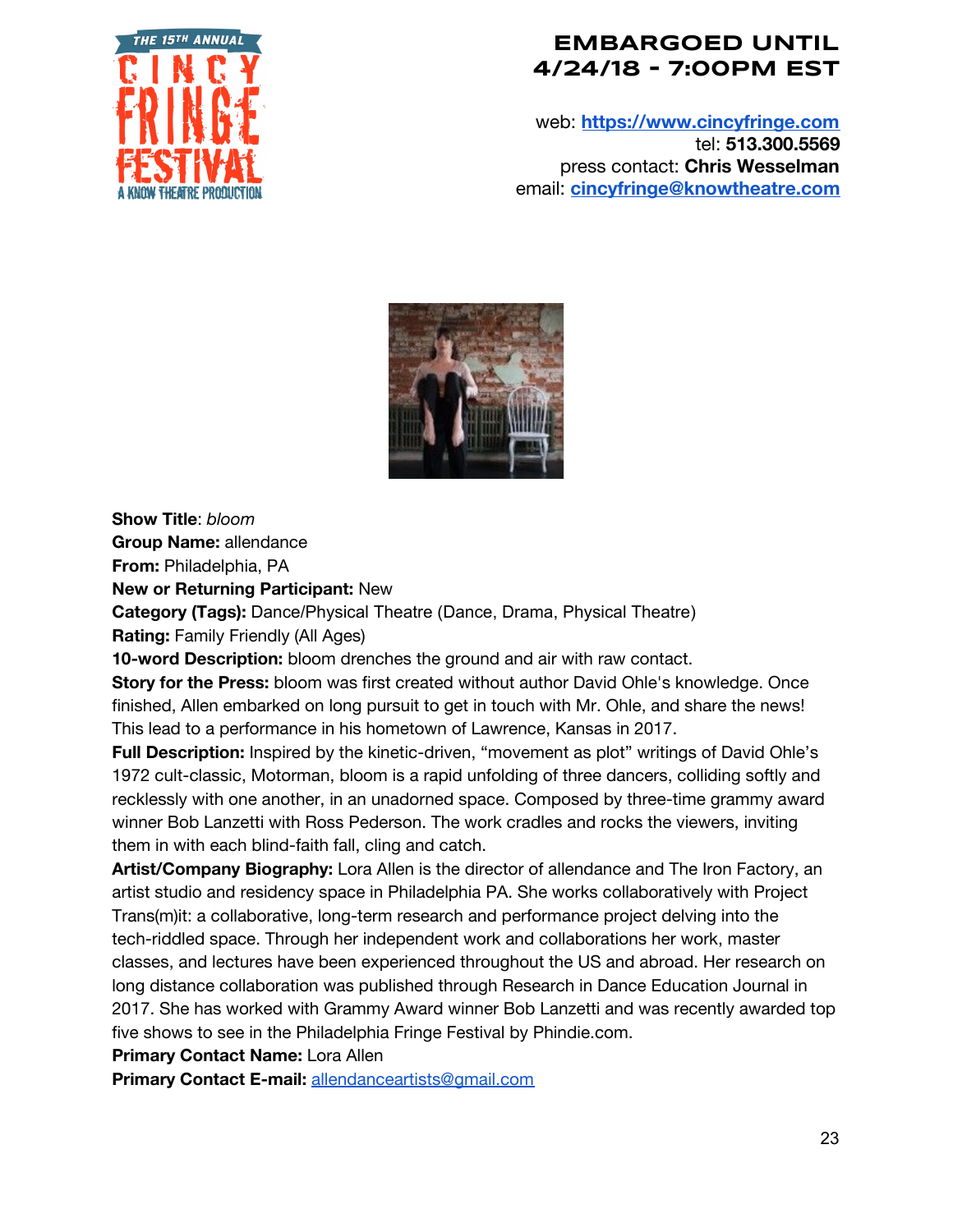**EMBARGOED UNTIL 4/24/18 - 7:00PM EST**

web: [https://www.cincyfringe.com](https://www.cincyfringe.com)
tel: **513.300.5569**
press contact: **Chris Wesselman**
email: [cincyfringe@knowtheatre.com](mailto:cincyfringe@knowtheatre.com)

**Show Title**: *bloom*
**Group Name:** allendance
**From:** Philadelphia, PA
**New or Returning Participant:** New
**Category (Tags):** Dance/Physical Theatre (Dance, Drama, Physical Theatre)
**Rating:** Family Friendly (All Ages)
**10-word Description:** bloom drenches the ground and air with raw contact.
**Story for the Press:** bloom was first created without author David Ohle's knowledge. Once finished, Allen embarked on long pursuit to get in touch with Mr. Ohle, and share the news! This lead to a performance in his hometown of Lawrence, Kansas in 2017.
**Full Description:** Inspired by the kinetic-driven, "movement as plot" writings of David Ohle's 1972 cult-classic, Motorman, bloom is a rapid unfolding of three dancers, colliding softly and recklessly with one another, in an unadorned space. Composed by three-time grammy award winner Bob Lanzetti with Ross Pederson. The work cradles and rocks the viewers, inviting them in with each blind-faith fall, cling and catch.
**Artist/Company Biography:** Lora Allen is the director of allendance and The Iron Factory, an artist studio and residency space in Philadelphia PA. She works collaboratively with Project Trans(m)it: a collaborative, long-term research and performance project delving into the tech-riddled space. Through her independent work and collaborations her work, master classes, and lectures have been experienced throughout the US and abroad. Her research on long distance collaboration was published through Research in Dance Education Journal in 2017. She has worked with Grammy Award winner Bob Lanzetti and was recently awarded top five shows to see in the Philadelphia Fringe Festival by Phindie.com.
**Primary Contact Name:** Lora Allen
**Primary Contact E-mail:** [allendanceartists@gmail.com](mailto:allendanceartists@gmail.com)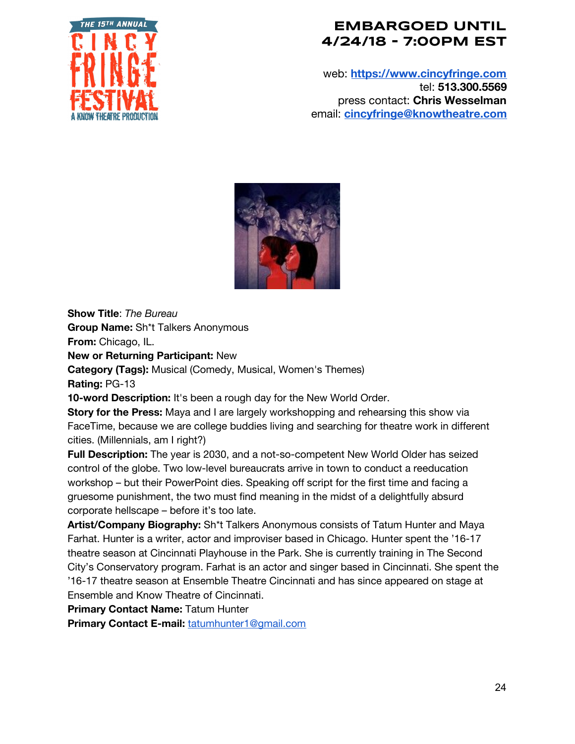**EMBARGOED UNTIL 4/24/18 - 7:00PM EST**

web: https://www.cincyfringe.com
tel: **513.300.5569**
press contact: **Chris Wesselman**
email: cincyfringe@knowtheatre.com

**Show Title**: *The Bureau*
**Group Name:** Sh*t Talkers Anonymous
**From:** Chicago, IL.
**New or Returning Participant:** New
**Category (Tags):** Musical (Comedy, Musical, Women's Themes)
**Rating:** PG-13
**10-word Description:** It's been a rough day for the New World Order.
**Story for the Press:** Maya and I are largely workshopping and rehearsing this show via FaceTime, because we are college buddies living and searching for theatre work in different cities. (Millennials, am I right?)
**Full Description:** The year is 2030, and a not-so-competent New World Older has seized control of the globe. Two low-level bureaucrats arrive in town to conduct a reeducation workshop – but their PowerPoint dies. Speaking off script for the first time and facing a gruesome punishment, the two must find meaning in the midst of a delightfully absurd corporate hellscape – before it's too late.
**Artist/Company Biography:** Sh*t Talkers Anonymous consists of Tatum Hunter and Maya Farhat. Hunter is a writer, actor and improviser based in Chicago. Hunter spent the '16-17 theatre season at Cincinnati Playhouse in the Park. She is currently training in The Second City's Conservatory program. Farhat is an actor and singer based in Cincinnati. She spent the '16-17 theatre season at Ensemble Theatre Cincinnati and has since appeared on stage at Ensemble and Know Theatre of Cincinnati.
**Primary Contact Name:** Tatum Hunter
**Primary Contact E-mail:** tatumhunter1@gmail.com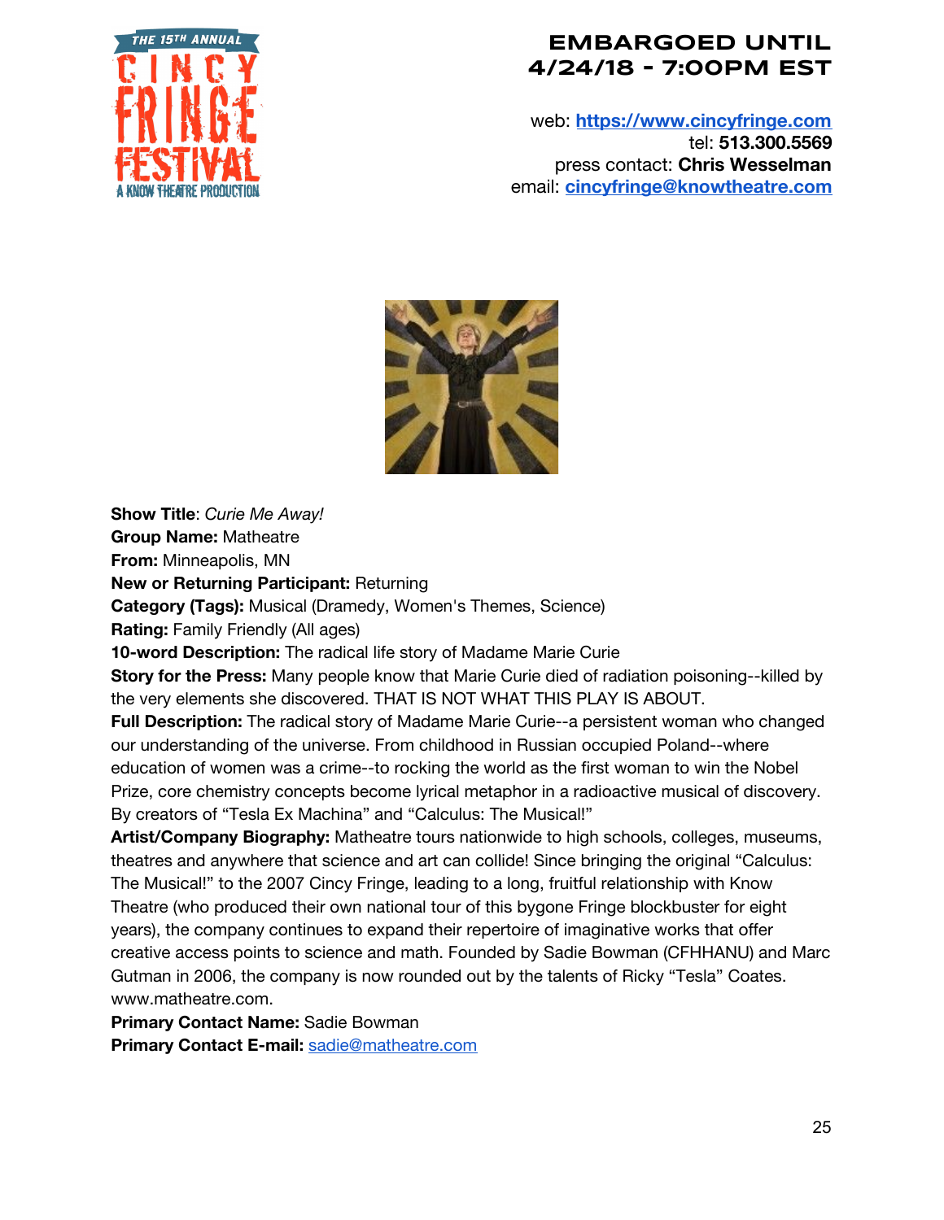**EMBARGOED UNTIL 4/24/18 - 7:00PM EST**

web: **https://www.cincyfringe.com**
tel: **513.300.5569**
press contact: **Chris Wesselman**
email: **cincyfringe@knowtheatre.com**

**Show Title**: *Curie Me Away!*
**Group Name:** Matheatre
**From:** Minneapolis, MN
**New or Returning Participant:** Returning
**Category (Tags):** Musical (Dramedy, Women's Themes, Science)
**Rating:** Family Friendly (All ages)
**10-word Description:** The radical life story of Madame Marie Curie
**Story for the Press:** Many people know that Marie Curie died of radiation poisoning--killed by the very elements she discovered. THAT IS NOT WHAT THIS PLAY IS ABOUT.
**Full Description:** The radical story of Madame Marie Curie--a persistent woman who changed our understanding of the universe. From childhood in Russian occupied Poland--where education of women was a crime--to rocking the world as the first woman to win the Nobel Prize, core chemistry concepts become lyrical metaphor in a radioactive musical of discovery. By creators of "Tesla Ex Machina" and "Calculus: The Musical!"
**Artist/Company Biography:** Matheatre tours nationwide to high schools, colleges, museums, theatres and anywhere that science and art can collide! Since bringing the original "Calculus: The Musical!" to the 2007 Cincy Fringe, leading to a long, fruitful relationship with Know Theatre (who produced their own national tour of this bygone Fringe blockbuster for eight years), the company continues to expand their repertoire of imaginative works that offer creative access points to science and math. Founded by Sadie Bowman (CFHHANU) and Marc Gutman in 2006, the company is now rounded out by the talents of Ricky "Tesla" Coates. www.matheatre.com.
**Primary Contact Name:** Sadie Bowman
**Primary Contact E-mail:** sadie@matheatre.com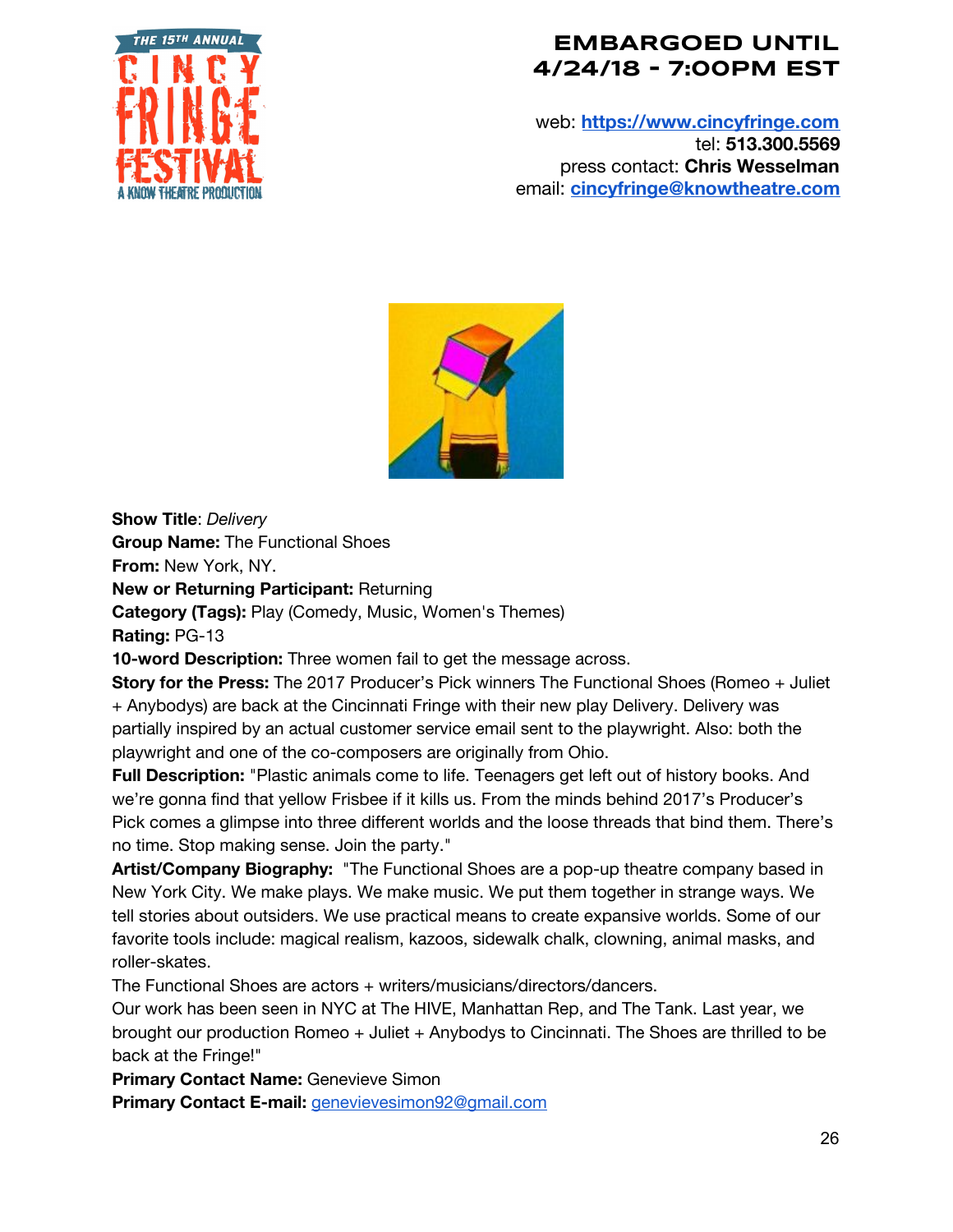**EMBARGOED UNTIL 4/24/18 - 7:00PM EST**

web: https://www.cincyfringe.com
tel: **513.300.5569**
press contact: **Chris Wesselman**
email: cincyfringe@knowtheatre.com

**Show Title**: *Delivery*
**Group Name:** The Functional Shoes
**From:** New York, NY.
**New or Returning Participant:** Returning
**Category (Tags):** Play (Comedy, Music, Women's Themes)
**Rating:** PG-13
**10-word Description:** Three women fail to get the message across.
**Story for the Press:** The 2017 Producer's Pick winners The Functional Shoes (Romeo + Juliet + Anybodys) are back at the Cincinnati Fringe with their new play Delivery. Delivery was partially inspired by an actual customer service email sent to the playwright. Also: both the playwright and one of the co-composers are originally from Ohio.
**Full Description:** "Plastic animals come to life. Teenagers get left out of history books. And we're gonna find that yellow Frisbee if it kills us. From the minds behind 2017's Producer's Pick comes a glimpse into three different worlds and the loose threads that bind them. There's no time. Stop making sense. Join the party."
**Artist/Company Biography:** "The Functional Shoes are a pop-up theatre company based in New York City. We make plays. We make music. We put them together in strange ways. We tell stories about outsiders. We use practical means to create expansive worlds. Some of our favorite tools include: magical realism, kazoos, sidewalk chalk, clowning, animal masks, and roller-skates.
The Functional Shoes are actors + writers/musicians/directors/dancers.
Our work has been seen in NYC at The HIVE, Manhattan Rep, and The Tank. Last year, we brought our production Romeo + Juliet + Anybodys to Cincinnati. The Shoes are thrilled to be back at the Fringe!"
**Primary Contact Name:** Genevieve Simon
**Primary Contact E-mail:** genevievesimon92@gmail.com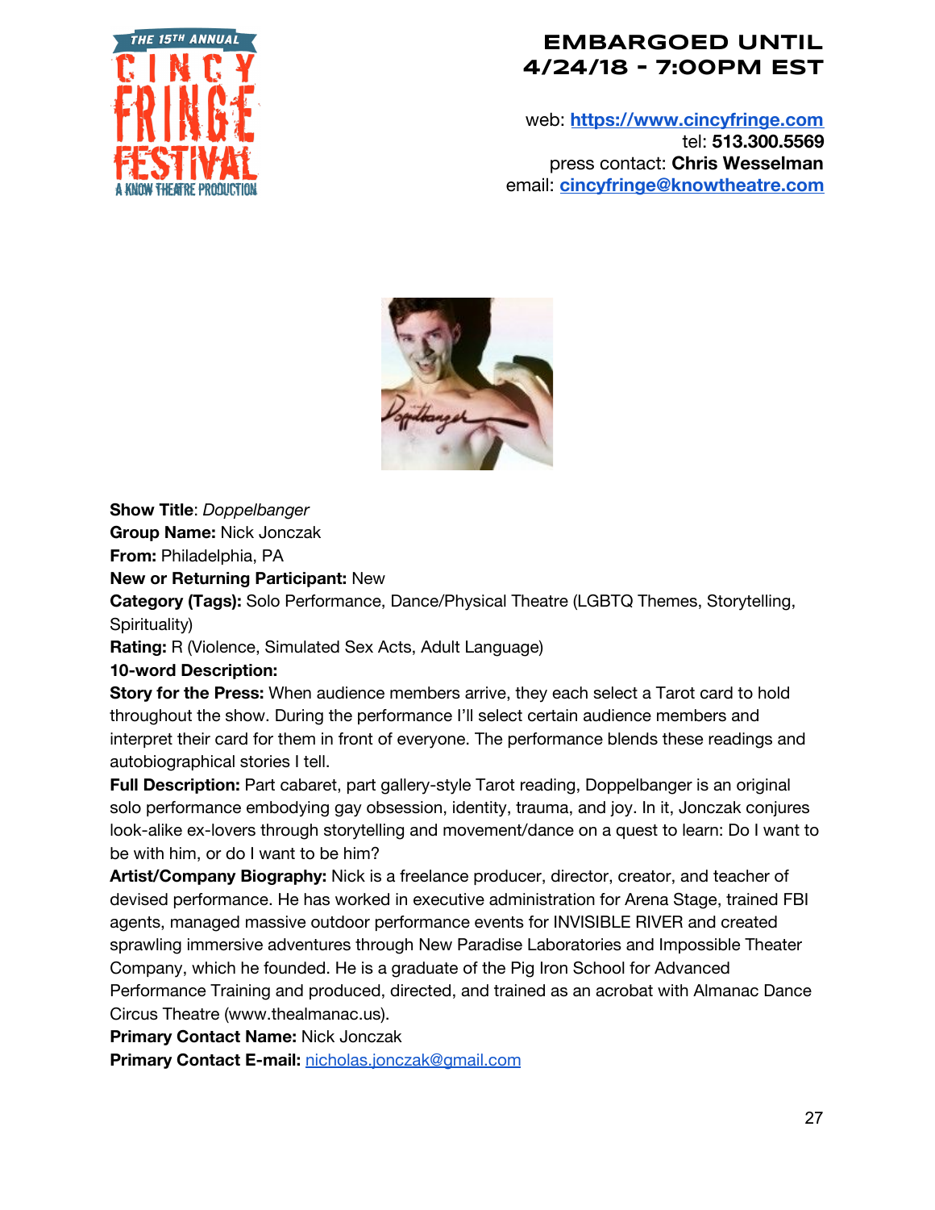**EMBARGOED UNTIL 4/24/18 - 7:00PM EST**

web: [https://www.cincyfringe.com](https://www.cincyfringe.com)
tel: **513.300.5569**
press contact: **Chris Wesselman**
email: [cincyfringe@knowtheatre.com](mailto:cincyfringe@knowtheatre.com)

**Show Title**: *Doppelbanger*
**Group Name:** Nick Jonczak
**From:** Philadelphia, PA
**New or Returning Participant:** New
**Category (Tags):** Solo Performance, Dance/Physical Theatre (LGBTQ Themes, Storytelling, Spirituality)
**Rating:** R (Violence, Simulated Sex Acts, Adult Language)
**10-word Description:**
**Story for the Press:** When audience members arrive, they each select a Tarot card to hold throughout the show. During the performance I'll select certain audience members and interpret their card for them in front of everyone. The performance blends these readings and autobiographical stories I tell.
**Full Description:** Part cabaret, part gallery-style Tarot reading, Doppelbanger is an original solo performance embodying gay obsession, identity, trauma, and joy. In it, Jonczak conjures look-alike ex-lovers through storytelling and movement/dance on a quest to learn: Do I want to be with him, or do I want to be him?
**Artist/Company Biography:** Nick is a freelance producer, director, creator, and teacher of devised performance. He has worked in executive administration for Arena Stage, trained FBI agents, managed massive outdoor performance events for INVISIBLE RIVER and created sprawling immersive adventures through New Paradise Laboratories and Impossible Theater Company, which he founded. He is a graduate of the Pig Iron School for Advanced Performance Training and produced, directed, and trained as an acrobat with Almanac Dance Circus Theatre (www.thealmanac.us).
**Primary Contact Name:** Nick Jonczak
**Primary Contact E-mail:** [nicholas.jonczak@gmail.com](mailto:nicholas.jonczak@gmail.com)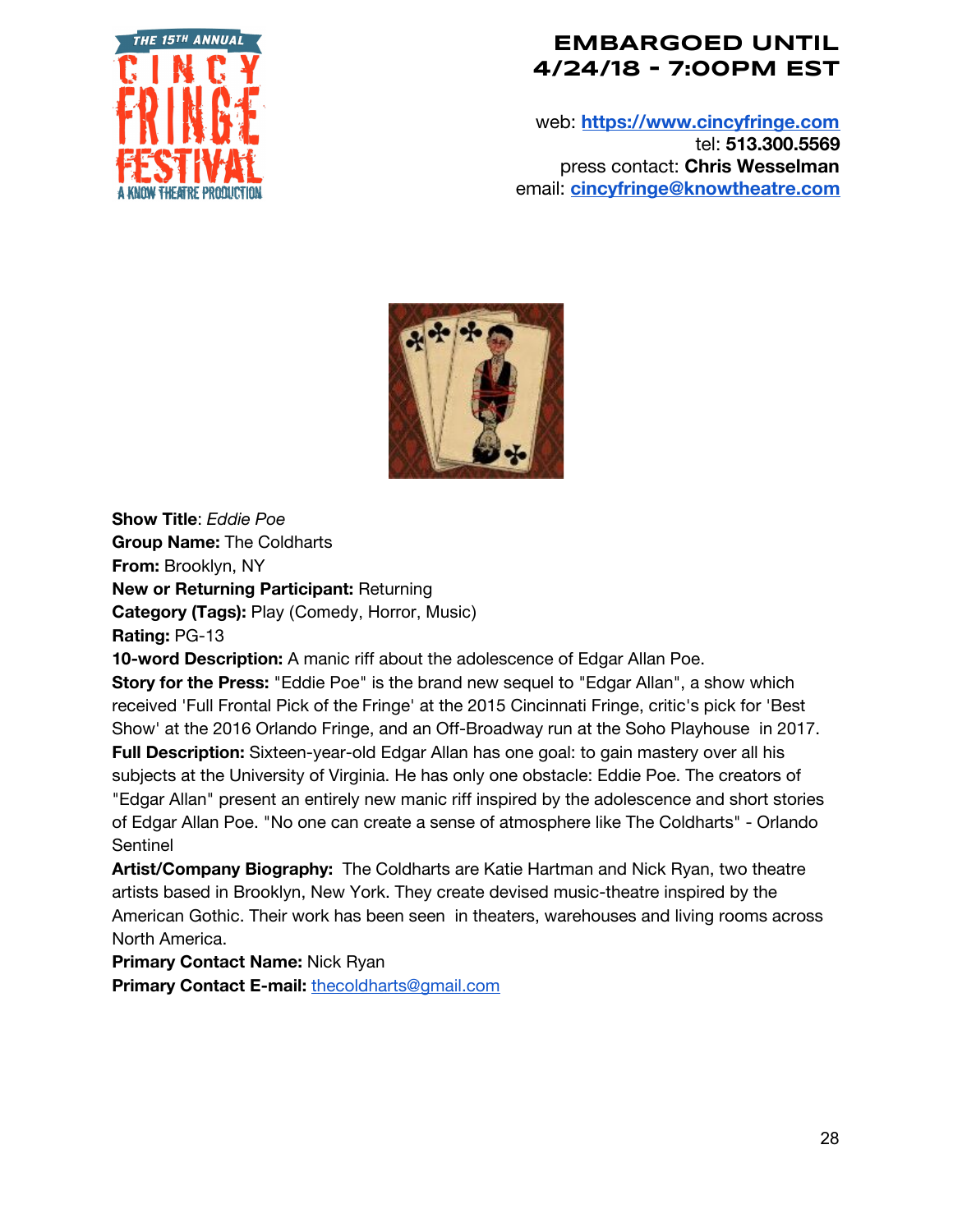**EMBARGOED UNTIL 4/24/18 - 7:00PM EST**

web: **[https://www.cincyfringe.com](https://www.cincyfringe.com)**
tel: **513.300.5569**
press contact: **Chris Wesselman**
email: **[cincyfringe@knowtheatre.com](mailto:cincyfringe@knowtheatre.com)**

**Show Title**: *Eddie Poe*
**Group Name:** The Coldharts
**From:** Brooklyn, NY
**New or Returning Participant:** Returning
**Category (Tags):** Play (Comedy, Horror, Music)
**Rating:** PG-13
**10-word Description:** A manic riff about the adolescence of Edgar Allan Poe.
**Story for the Press:** "Eddie Poe" is the brand new sequel to "Edgar Allan", a show which received 'Full Frontal Pick of the Fringe' at the 2015 Cincinnati Fringe, critic's pick for 'Best Show' at the 2016 Orlando Fringe, and an Off-Broadway run at the Soho Playhouse in 2017.
**Full Description:** Sixteen-year-old Edgar Allan has one goal: to gain mastery over all his subjects at the University of Virginia. He has only one obstacle: Eddie Poe. The creators of "Edgar Allan" present an entirely new manic riff inspired by the adolescence and short stories of Edgar Allan Poe. "No one can create a sense of atmosphere like The Coldharts" - Orlando Sentinel
**Artist/Company Biography:** The Coldharts are Katie Hartman and Nick Ryan, two theatre artists based in Brooklyn, New York. They create devised music-theatre inspired by the American Gothic. Their work has been seen in theaters, warehouses and living rooms across North America.
**Primary Contact Name:** Nick Ryan
**Primary Contact E-mail:** [thecoldharts@gmail.com](mailto:thecoldharts@gmail.com)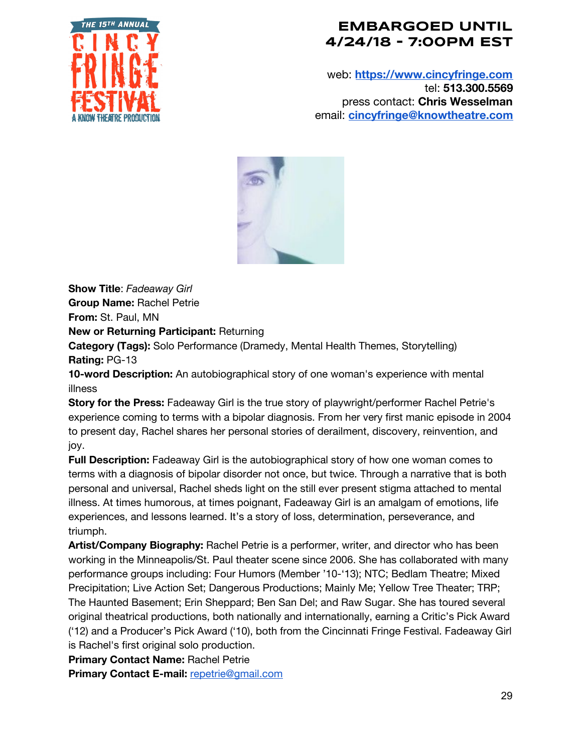**EMBARGOED UNTIL 4/24/18 - 7:00PM EST**

web: **https://www.cincyfringe.com**
tel: **513.300.5569**
press contact: **Chris Wesselman**
email: **cincyfringe@knowtheatre.com**

**Show Title**: *Fadeaway Girl*
**Group Name:** Rachel Petrie
**From:** St. Paul, MN
**New or Returning Participant:** Returning
**Category (Tags):** Solo Performance (Dramedy, Mental Health Themes, Storytelling)
**Rating:** PG-13
**10-word Description:** An autobiographical story of one woman's experience with mental illness
**Story for the Press:** Fadeaway Girl is the true story of playwright/performer Rachel Petrie's experience coming to terms with a bipolar diagnosis. From her very first manic episode in 2004 to present day, Rachel shares her personal stories of derailment, discovery, reinvention, and joy.
**Full Description:** Fadeaway Girl is the autobiographical story of how one woman comes to terms with a diagnosis of bipolar disorder not once, but twice. Through a narrative that is both personal and universal, Rachel sheds light on the still ever present stigma attached to mental illness. At times humorous, at times poignant, Fadeaway Girl is an amalgam of emotions, life experiences, and lessons learned. It's a story of loss, determination, perseverance, and triumph.
**Artist/Company Biography:** Rachel Petrie is a performer, writer, and director who has been working in the Minneapolis/St. Paul theater scene since 2006. She has collaborated with many performance groups including: Four Humors (Member '10-'13); NTC; Bedlam Theatre; Mixed Precipitation; Live Action Set; Dangerous Productions; Mainly Me; Yellow Tree Theater; TRP; The Haunted Basement; Erin Sheppard; Ben San Del; and Raw Sugar. She has toured several original theatrical productions, both nationally and internationally, earning a Critic's Pick Award ('12) and a Producer's Pick Award ('10), both from the Cincinnati Fringe Festival. Fadeaway Girl is Rachel's first original solo production.
**Primary Contact Name:** Rachel Petrie
**Primary Contact E-mail:** repetrie@gmail.com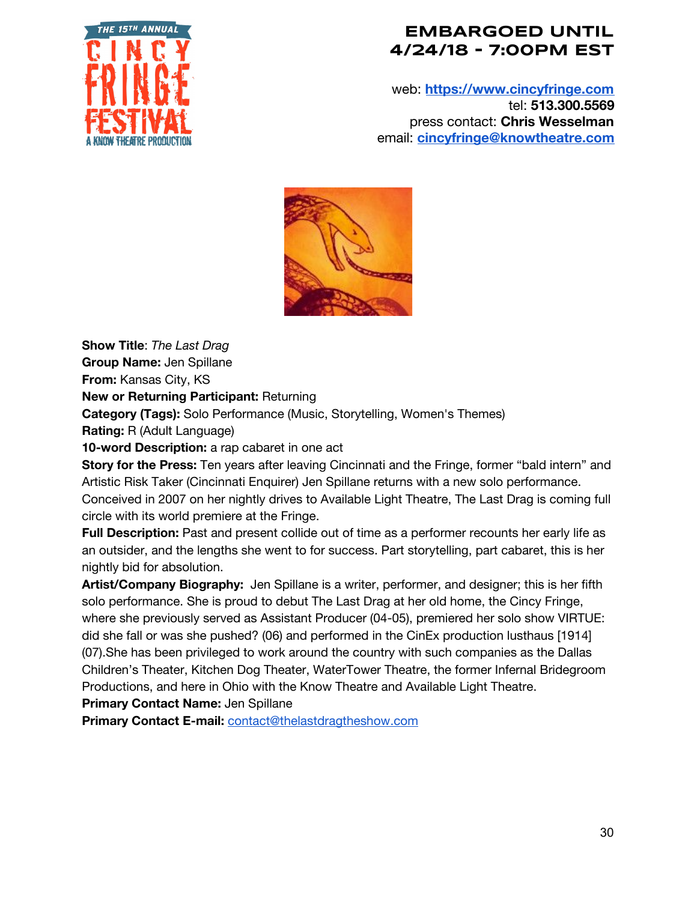**EMBARGOED UNTIL 4/24/18 - 7:00PM EST**

web: **https://www.cincyfringe.com**
tel: **513.300.5569**
press contact: **Chris Wesselman**
email: **cincyfringe@knowtheatre.com**

**Show Title**: *The Last Drag*
**Group Name:** Jen Spillane
**From:** Kansas City, KS
**New or Returning Participant:** Returning
**Category (Tags):** Solo Performance (Music, Storytelling, Women's Themes)
**Rating:** R (Adult Language)
**10-word Description:** a rap cabaret in one act
**Story for the Press:** Ten years after leaving Cincinnati and the Fringe, former "bald intern" and Artistic Risk Taker (Cincinnati Enquirer) Jen Spillane returns with a new solo performance. Conceived in 2007 on her nightly drives to Available Light Theatre, The Last Drag is coming full circle with its world premiere at the Fringe.
**Full Description:** Past and present collide out of time as a performer recounts her early life as an outsider, and the lengths she went to for success. Part storytelling, part cabaret, this is her nightly bid for absolution.
**Artist/Company Biography:** Jen Spillane is a writer, performer, and designer; this is her fifth solo performance. She is proud to debut The Last Drag at her old home, the Cincy Fringe, where she previously served as Assistant Producer (04-05), premiered her solo show VIRTUE: did she fall or was she pushed? (06) and performed in the CinEx production lusthaus [1914] (07).She has been privileged to work around the country with such companies as the Dallas Children's Theater, Kitchen Dog Theater, WaterTower Theatre, the former Infernal Bridegroom Productions, and here in Ohio with the Know Theatre and Available Light Theatre.
**Primary Contact Name:** Jen Spillane
**Primary Contact E-mail:** contact@thelastdragtheshow.com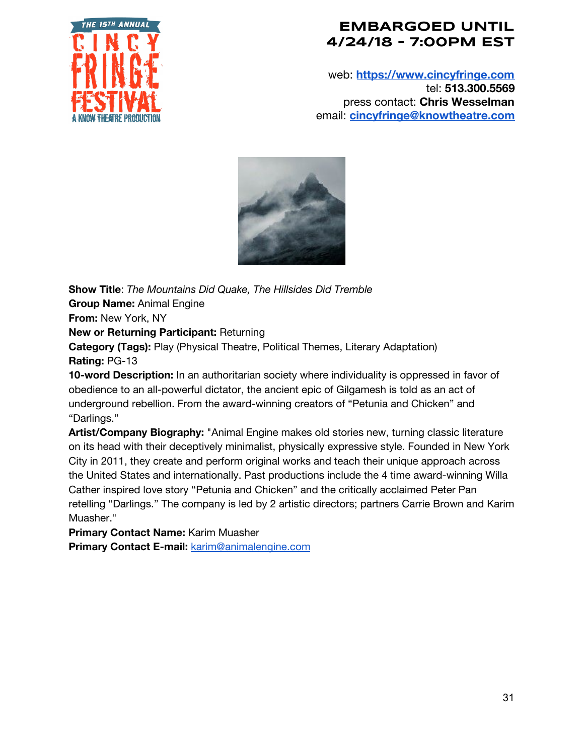**EMBARGOED UNTIL 4/24/18 - 7:00PM EST**

web: **https://www.cincyfringe.com**
tel: **513.300.5569**
press contact: **Chris Wesselman**
email: **cincyfringe@knowtheatre.com**

**Show Title**: *The Mountains Did Quake, The Hillsides Did Tremble*
**Group Name:** Animal Engine
**From:** New York, NY
**New or Returning Participant:** Returning
**Category (Tags):** Play (Physical Theatre, Political Themes, Literary Adaptation)
**Rating:** PG-13
**10-word Description:** In an authoritarian society where individuality is oppressed in favor of obedience to an all-powerful dictator, the ancient epic of Gilgamesh is told as an act of underground rebellion. From the award-winning creators of "Petunia and Chicken" and "Darlings."
**Artist/Company Biography:** "Animal Engine makes old stories new, turning classic literature on its head with their deceptively minimalist, physically expressive style. Founded in New York City in 2011, they create and perform original works and teach their unique approach across the United States and internationally. Past productions include the 4 time award-winning Willa Cather inspired love story "Petunia and Chicken" and the critically acclaimed Peter Pan retelling "Darlings." The company is led by 2 artistic directors; partners Carrie Brown and Karim Muasher."
**Primary Contact Name:** Karim Muasher
**Primary Contact E-mail:** karim@animalengine.com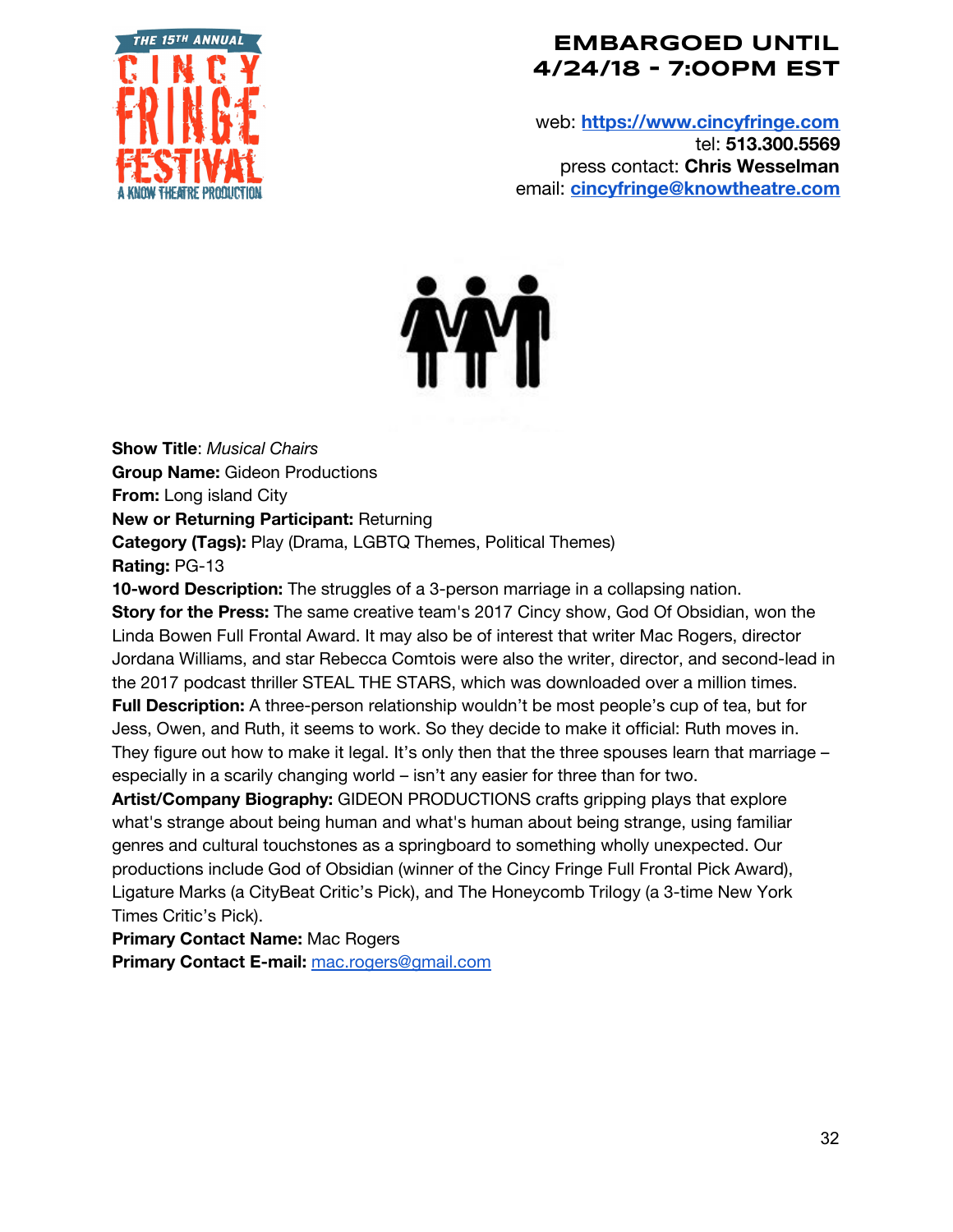**EMBARGOED UNTIL 4/24/18 - 7:00PM EST**

web: **https://www.cincyfringe.com**
tel: **513.300.5569**
press contact: **Chris Wesselman**
email: **cincyfringe@knowtheatre.com**

**Show Title**: *Musical Chairs*
**Group Name:** Gideon Productions
**From:** Long island City
**New or Returning Participant:** Returning
**Category (Tags):** Play (Drama, LGBTQ Themes, Political Themes)
**Rating:** PG-13
**10-word Description:** The struggles of a 3-person marriage in a collapsing nation.
**Story for the Press:** The same creative team's 2017 Cincy show, God Of Obsidian, won the Linda Bowen Full Frontal Award. It may also be of interest that writer Mac Rogers, director Jordana Williams, and star Rebecca Comtois were also the writer, director, and second-lead in the 2017 podcast thriller STEAL THE STARS, which was downloaded over a million times.
**Full Description:** A three-person relationship wouldn't be most people's cup of tea, but for Jess, Owen, and Ruth, it seems to work. So they decide to make it official: Ruth moves in. They figure out how to make it legal. It's only then that the three spouses learn that marriage – especially in a scarily changing world – isn't any easier for three than for two.
**Artist/Company Biography:** GIDEON PRODUCTIONS crafts gripping plays that explore what's strange about being human and what's human about being strange, using familiar genres and cultural touchstones as a springboard to something wholly unexpected. Our productions include God of Obsidian (winner of the Cincy Fringe Full Frontal Pick Award), Ligature Marks (a CityBeat Critic's Pick), and The Honeycomb Trilogy (a 3-time New York Times Critic's Pick).
**Primary Contact Name:** Mac Rogers
**Primary Contact E-mail:** mac.rogers@gmail.com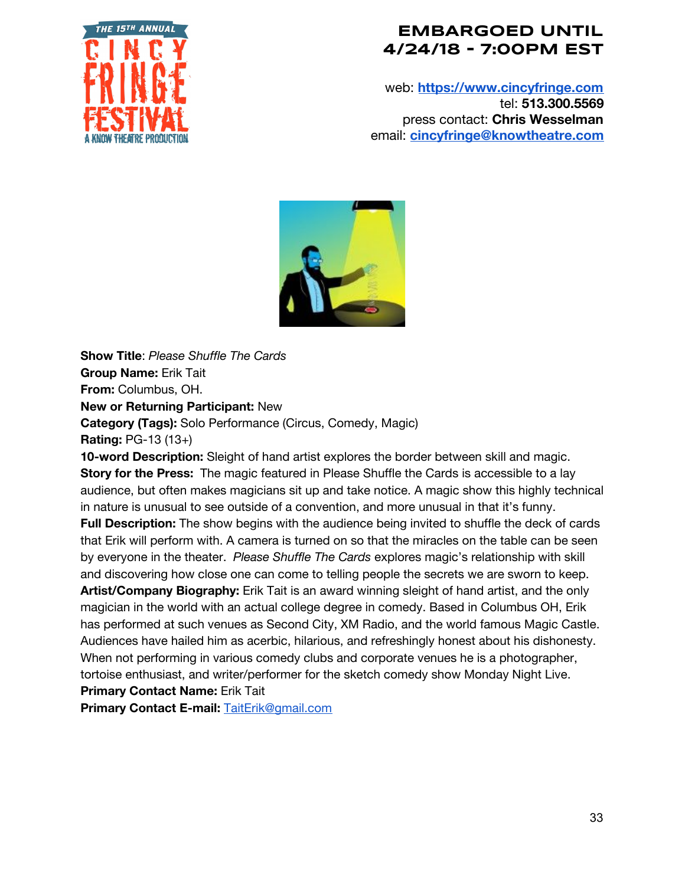**EMBARGOED UNTIL 4/24/18 - 7:00PM EST**

web: **https://www.cincyfringe.com**
tel: **513.300.5569**
press contact: **Chris Wesselman**
email: **cincyfringe@knowtheatre.com**

**Show Title**: *Please Shuffle The Cards*
**Group Name:** Erik Tait
**From:** Columbus, OH.
**New or Returning Participant:** New
**Category (Tags):** Solo Performance (Circus, Comedy, Magic)
**Rating:** PG-13 (13+)
**10-word Description:** Sleight of hand artist explores the border between skill and magic.
**Story for the Press:** The magic featured in Please Shuffle the Cards is accessible to a lay audience, but often makes magicians sit up and take notice. A magic show this highly technical in nature is unusual to see outside of a convention, and more unusual in that it's funny.
**Full Description:** The show begins with the audience being invited to shuffle the deck of cards that Erik will perform with. A camera is turned on so that the miracles on the table can be seen by everyone in the theater. *Please Shuffle The Cards* explores magic's relationship with skill and discovering how close one can come to telling people the secrets we are sworn to keep.
**Artist/Company Biography:** Erik Tait is an award winning sleight of hand artist, and the only magician in the world with an actual college degree in comedy. Based in Columbus OH, Erik has performed at such venues as Second City, XM Radio, and the world famous Magic Castle. Audiences have hailed him as acerbic, hilarious, and refreshingly honest about his dishonesty. When not performing in various comedy clubs and corporate venues he is a photographer, tortoise enthusiast, and writer/performer for the sketch comedy show Monday Night Live.
**Primary Contact Name:** Erik Tait
**Primary Contact E-mail:** TaitErik@gmail.com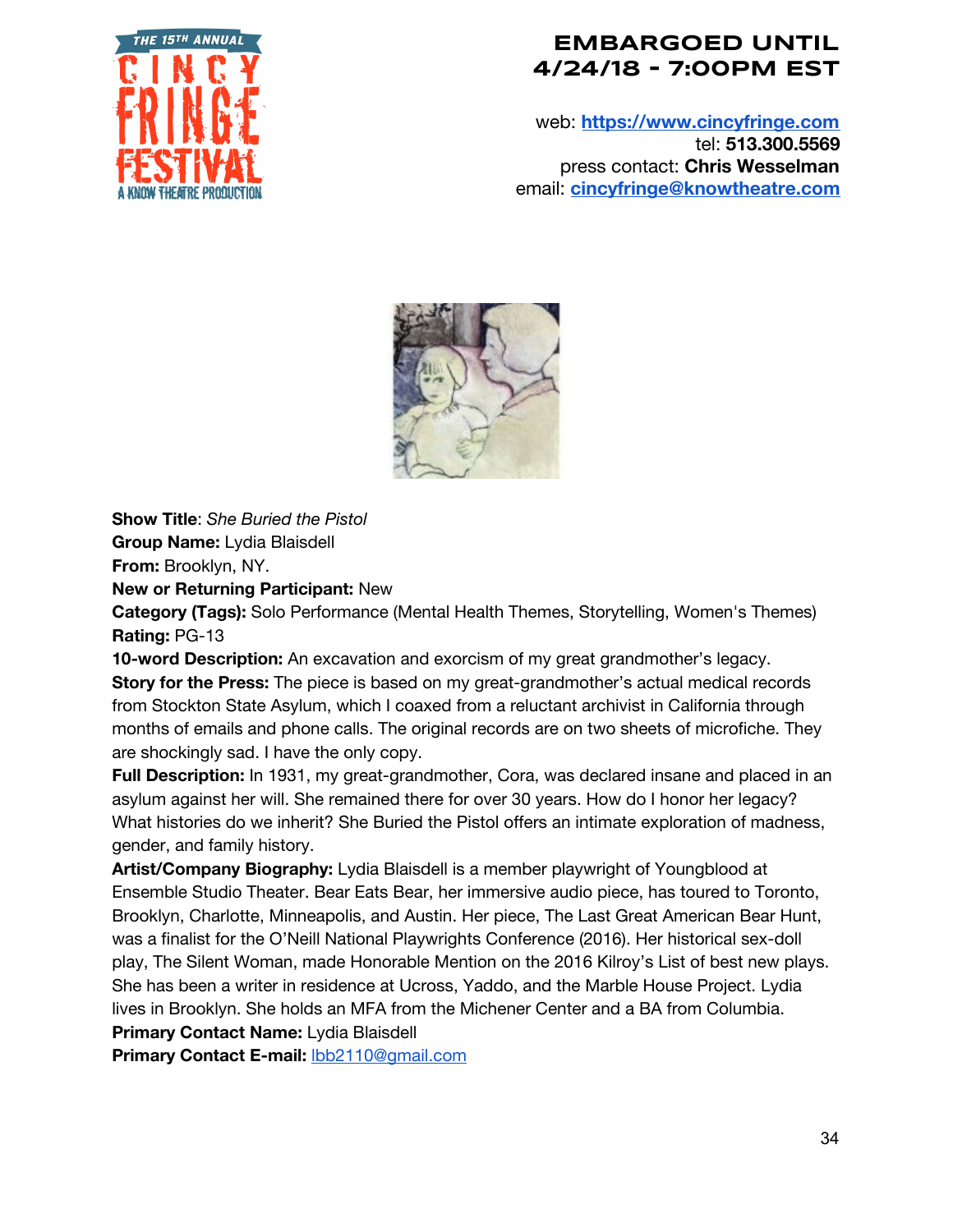**EMBARGOED UNTIL 4/24/18 - 7:00PM EST**

web: **https://www.cincyfringe.com**
tel: **513.300.5569**
press contact: **Chris Wesselman**
email: **cincyfringe@knowtheatre.com**

**Show Title**: *She Buried the Pistol*
**Group Name:** Lydia Blaisdell
**From:** Brooklyn, NY.
**New or Returning Participant:** New
**Category (Tags):** Solo Performance (Mental Health Themes, Storytelling, Women's Themes)
**Rating:** PG-13
**10-word Description:** An excavation and exorcism of my great grandmother's legacy.
**Story for the Press:** The piece is based on my great-grandmother's actual medical records from Stockton State Asylum, which I coaxed from a reluctant archivist in California through months of emails and phone calls. The original records are on two sheets of microfiche. They are shockingly sad. I have the only copy.
**Full Description:** In 1931, my great-grandmother, Cora, was declared insane and placed in an asylum against her will. She remained there for over 30 years. How do I honor her legacy? What histories do we inherit? She Buried the Pistol offers an intimate exploration of madness, gender, and family history.
**Artist/Company Biography:** Lydia Blaisdell is a member playwright of Youngblood at Ensemble Studio Theater. Bear Eats Bear, her immersive audio piece, has toured to Toronto, Brooklyn, Charlotte, Minneapolis, and Austin. Her piece, The Last Great American Bear Hunt, was a finalist for the O'Neill National Playwrights Conference (2016). Her historical sex-doll play, The Silent Woman, made Honorable Mention on the 2016 Kilroy's List of best new plays. She has been a writer in residence at Ucross, Yaddo, and the Marble House Project. Lydia lives in Brooklyn. She holds an MFA from the Michener Center and a BA from Columbia.
**Primary Contact Name:** Lydia Blaisdell
**Primary Contact E-mail:** lbb2110@gmail.com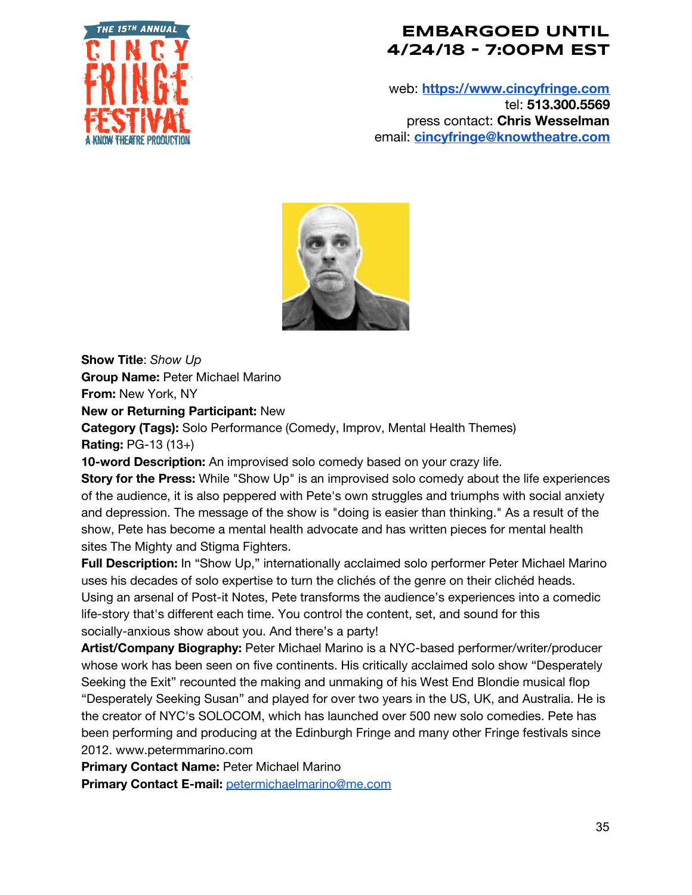**EMBARGOED UNTIL 4/24/18 - 7:00PM EST**

web: **https://www.cincyfringe.com**
tel: **513.300.5569**
press contact: **Chris Wesselman**
email: **cincyfringe@knowtheatre.com**

**Show Title**: *Show Up*
**Group Name:** Peter Michael Marino
**From:** New York, NY
**New or Returning Participant:** New
**Category (Tags):** Solo Performance (Comedy, Improv, Mental Health Themes)
**Rating:** PG-13 (13+)
**10-word Description:** An improvised solo comedy based on your crazy life.
**Story for the Press:** While "Show Up" is an improvised solo comedy about the life experiences of the audience, it is also peppered with Pete's own struggles and triumphs with social anxiety and depression. The message of the show is "doing is easier than thinking." As a result of the show, Pete has become a mental health advocate and has written pieces for mental health sites The Mighty and Stigma Fighters.
**Full Description:** In "Show Up," internationally acclaimed solo performer Peter Michael Marino uses his decades of solo expertise to turn the clichés of the genre on their clichéd heads. Using an arsenal of Post-it Notes, Pete transforms the audience's experiences into a comedic life-story that's different each time. You control the content, set, and sound for this socially-anxious show about you. And there's a party!
**Artist/Company Biography:** Peter Michael Marino is a NYC-based performer/writer/producer whose work has been seen on five continents. His critically acclaimed solo show "Desperately Seeking the Exit" recounted the making and unmaking of his West End Blondie musical flop "Desperately Seeking Susan" and played for over two years in the US, UK, and Australia. He is the creator of NYC's SOLOCOM, which has launched over 500 new solo comedies. Pete has been performing and producing at the Edinburgh Fringe and many other Fringe festivals since 2012. www.petermmarino.com
**Primary Contact Name:** Peter Michael Marino
**Primary Contact E-mail:** petermichaelmarino@me.com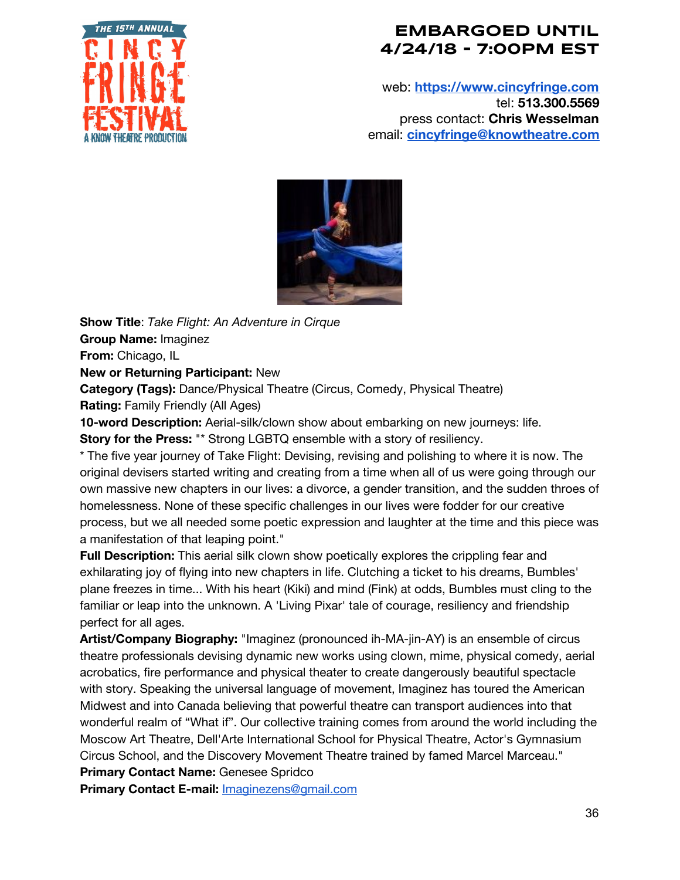**EMBARGOED UNTIL 4/24/18 - 7:00PM EST**

web: **https://www.cincyfringe.com**
tel: **513.300.5569**
press contact: **Chris Wesselman**
email: **cincyfringe@knowtheatre.com**

**Show Title**: *Take Flight: An Adventure in Cirque*
**Group Name:** Imaginez
**From:** Chicago, IL
**New or Returning Participant:** New
**Category (Tags):** Dance/Physical Theatre (Circus, Comedy, Physical Theatre)
**Rating:** Family Friendly (All Ages)
**10-word Description:** Aerial-silk/clown show about embarking on new journeys: life.
**Story for the Press:** "* Strong LGBTQ ensemble with a story of resiliency.
* The five year journey of Take Flight: Devising, revising and polishing to where it is now. The original devisers started writing and creating from a time when all of us were going through our own massive new chapters in our lives: a divorce, a gender transition, and the sudden throes of homelessness. None of these specific challenges in our lives were fodder for our creative process, but we all needed some poetic expression and laughter at the time and this piece was a manifestation of that leaping point."
**Full Description:** This aerial silk clown show poetically explores the crippling fear and exhilarating joy of flying into new chapters in life. Clutching a ticket to his dreams, Bumbles' plane freezes in time... With his heart (Kiki) and mind (Fink) at odds, Bumbles must cling to the familiar or leap into the unknown. A 'Living Pixar' tale of courage, resiliency and friendship perfect for all ages.
**Artist/Company Biography:** "Imaginez (pronounced ih-MA-jin-AY) is an ensemble of circus theatre professionals devising dynamic new works using clown, mime, physical comedy, aerial acrobatics, fire performance and physical theater to create dangerously beautiful spectacle with story. Speaking the universal language of movement, Imaginez has toured the American Midwest and into Canada believing that powerful theatre can transport audiences into that wonderful realm of "What if". Our collective training comes from around the world including the Moscow Art Theatre, Dell'Arte International School for Physical Theatre, Actor's Gymnasium Circus School, and the Discovery Movement Theatre trained by famed Marcel Marceau."
**Primary Contact Name:** Genesee Spridco
**Primary Contact E-mail:** Imaginezens@gmail.com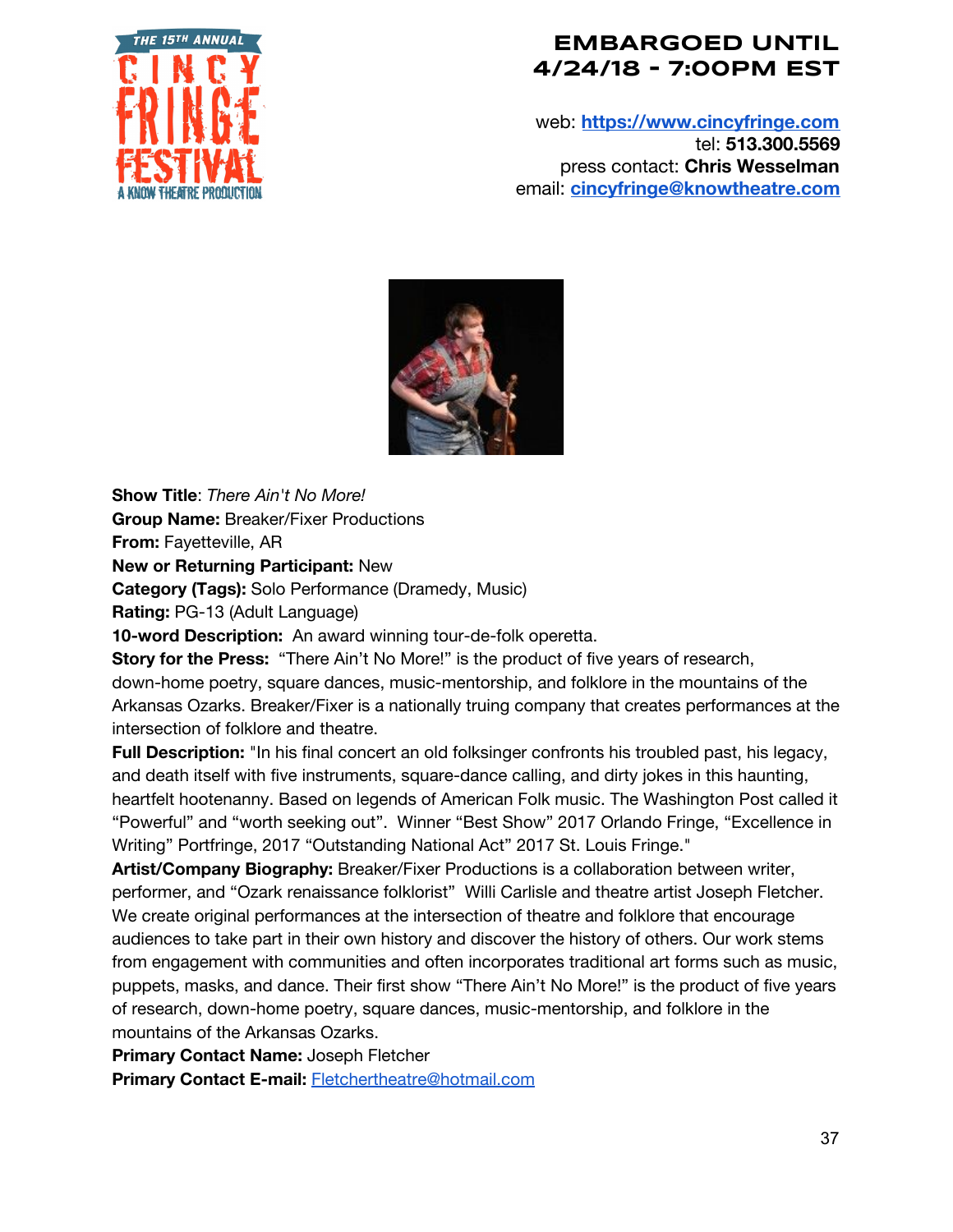**EMBARGOED UNTIL 4/24/18 - 7:00PM EST**

web: [https://www.cincyfringe.com](https://www.cincyfringe.com)
tel: **513.300.5569**
press contact: **Chris Wesselman**
email: [cincyfringe@knowtheatre.com](mailto:cincyfringe@knowtheatre.com)

**Show Title**: *There Ain't No More!*
**Group Name:** Breaker/Fixer Productions
**From:** Fayetteville, AR
**New or Returning Participant:** New
**Category (Tags):** Solo Performance (Dramedy, Music)
**Rating:** PG-13 (Adult Language)
**10-word Description:** An award winning tour-de-folk operetta.
**Story for the Press:** "There Ain't No More!" is the product of five years of research, down-home poetry, square dances, music-mentorship, and folklore in the mountains of the Arkansas Ozarks. Breaker/Fixer is a nationally truing company that creates performances at the intersection of folklore and theatre.
**Full Description:** "In his final concert an old folksinger confronts his troubled past, his legacy, and death itself with five instruments, square-dance calling, and dirty jokes in this haunting, heartfelt hootenanny. Based on legends of American Folk music. The Washington Post called it "Powerful" and "worth seeking out". Winner "Best Show" 2017 Orlando Fringe, "Excellence in Writing" Portfringe, 2017 "Outstanding National Act" 2017 St. Louis Fringe."
**Artist/Company Biography:** Breaker/Fixer Productions is a collaboration between writer, performer, and "Ozark renaissance folklorist" Willi Carlisle and theatre artist Joseph Fletcher. We create original performances at the intersection of theatre and folklore that encourage audiences to take part in their own history and discover the history of others. Our work stems from engagement with communities and often incorporates traditional art forms such as music, puppets, masks, and dance. Their first show "There Ain't No More!" is the product of five years of research, down-home poetry, square dances, music-mentorship, and folklore in the mountains of the Arkansas Ozarks.
**Primary Contact Name:** Joseph Fletcher
**Primary Contact E-mail:** [Fletchertheatre@hotmail.com](mailto:Fletchertheatre@hotmail.com)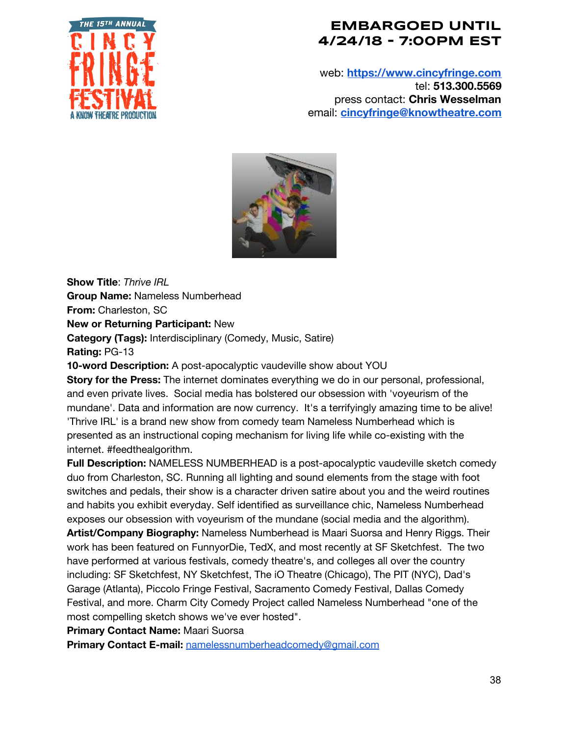**EMBARGOED UNTIL 4/24/18 - 7:00PM EST**

web: [https://www.cincyfringe.com](https://www.cincyfringe.com)
tel: **513.300.5569**
press contact: **Chris Wesselman**
email: [cincyfringe@knowtheatre.com](mailto:cincyfringe@knowtheatre.com)

**Show Title**: *Thrive IRL*
**Group Name:** Nameless Numberhead
**From:** Charleston, SC
**New or Returning Participant:** New
**Category (Tags):** Interdisciplinary (Comedy, Music, Satire)
**Rating:** PG-13
**10-word Description:** A post-apocalyptic vaudeville show about YOU
**Story for the Press:** The internet dominates everything we do in our personal, professional, and even private lives. Social media has bolstered our obsession with 'voyeurism of the mundane'. Data and information are now currency. It's a terrifyingly amazing time to be alive! 'Thrive IRL' is a brand new show from comedy team Nameless Numberhead which is presented as an instructional coping mechanism for living life while co-existing with the internet. #feedthealgorithm.
**Full Description:** NAMELESS NUMBERHEAD is a post-apocalyptic vaudeville sketch comedy duo from Charleston, SC. Running all lighting and sound elements from the stage with foot switches and pedals, their show is a character driven satire about you and the weird routines and habits you exhibit everyday. Self identified as surveillance chic, Nameless Numberhead exposes our obsession with voyeurism of the mundane (social media and the algorithm).
**Artist/Company Biography:** Nameless Numberhead is Maari Suorsa and Henry Riggs. Their work has been featured on FunnyorDie, TedX, and most recently at SF Sketchfest. The two have performed at various festivals, comedy theatre's, and colleges all over the country including: SF Sketchfest, NY Sketchfest, The iO Theatre (Chicago), The PIT (NYC), Dad's Garage (Atlanta), Piccolo Fringe Festival, Sacramento Comedy Festival, Dallas Comedy Festival, and more. Charm City Comedy Project called Nameless Numberhead "one of the most compelling sketch shows we've ever hosted".
**Primary Contact Name:** Maari Suorsa
**Primary Contact E-mail:** [namelessnumberheadcomedy@gmail.com](mailto:namelessnumberheadcomedy@gmail.com)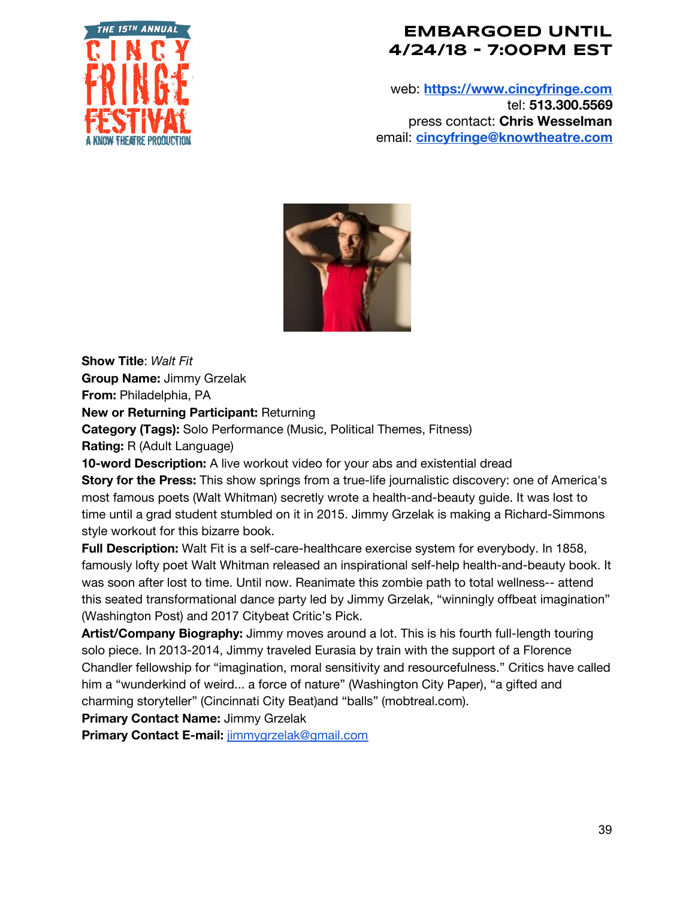**EMBARGOED UNTIL 4/24/18 - 7:00PM EST**

web: **[https://www.cincyfringe.com](https://www.cincyfringe.com)**
tel: **513.300.5569**
press contact: **Chris Wesselman**
email: **[cincyfringe@knowtheatre.com](mailto:cincyfringe@knowtheatre.com)**

**Show Title**: *Walt Fit*
**Group Name:** Jimmy Grzelak
**From:** Philadelphia, PA
**New or Returning Participant:** Returning
**Category (Tags):** Solo Performance (Music, Political Themes, Fitness)
**Rating:** R (Adult Language)
**10-word Description:** A live workout video for your abs and existential dread
**Story for the Press:** This show springs from a true-life journalistic discovery: one of America's most famous poets (Walt Whitman) secretly wrote a health-and-beauty guide. It was lost to time until a grad student stumbled on it in 2015. Jimmy Grzelak is making a Richard-Simmons style workout for this bizarre book.
**Full Description:** Walt Fit is a self-care-healthcare exercise system for everybody. In 1858, famously lofty poet Walt Whitman released an inspirational self-help health-and-beauty book. It was soon after lost to time. Until now. Reanimate this zombie path to total wellness-- attend this seated transformational dance party led by Jimmy Grzelak, "winningly offbeat imagination" (Washington Post) and 2017 Citybeat Critic's Pick.
**Artist/Company Biography:** Jimmy moves around a lot. This is his fourth full-length touring solo piece. In 2013-2014, Jimmy traveled Eurasia by train with the support of a Florence Chandler fellowship for "imagination, moral sensitivity and resourcefulness." Critics have called him a "wunderkind of weird... a force of nature" (Washington City Paper), "a gifted and charming storyteller" (Cincinnati City Beat)and "balls" (mobtreal.com).
**Primary Contact Name:** Jimmy Grzelak
**Primary Contact E-mail:** [jimmygrzelak@gmail.com](mailto:jimmygrzelak@gmail.com)